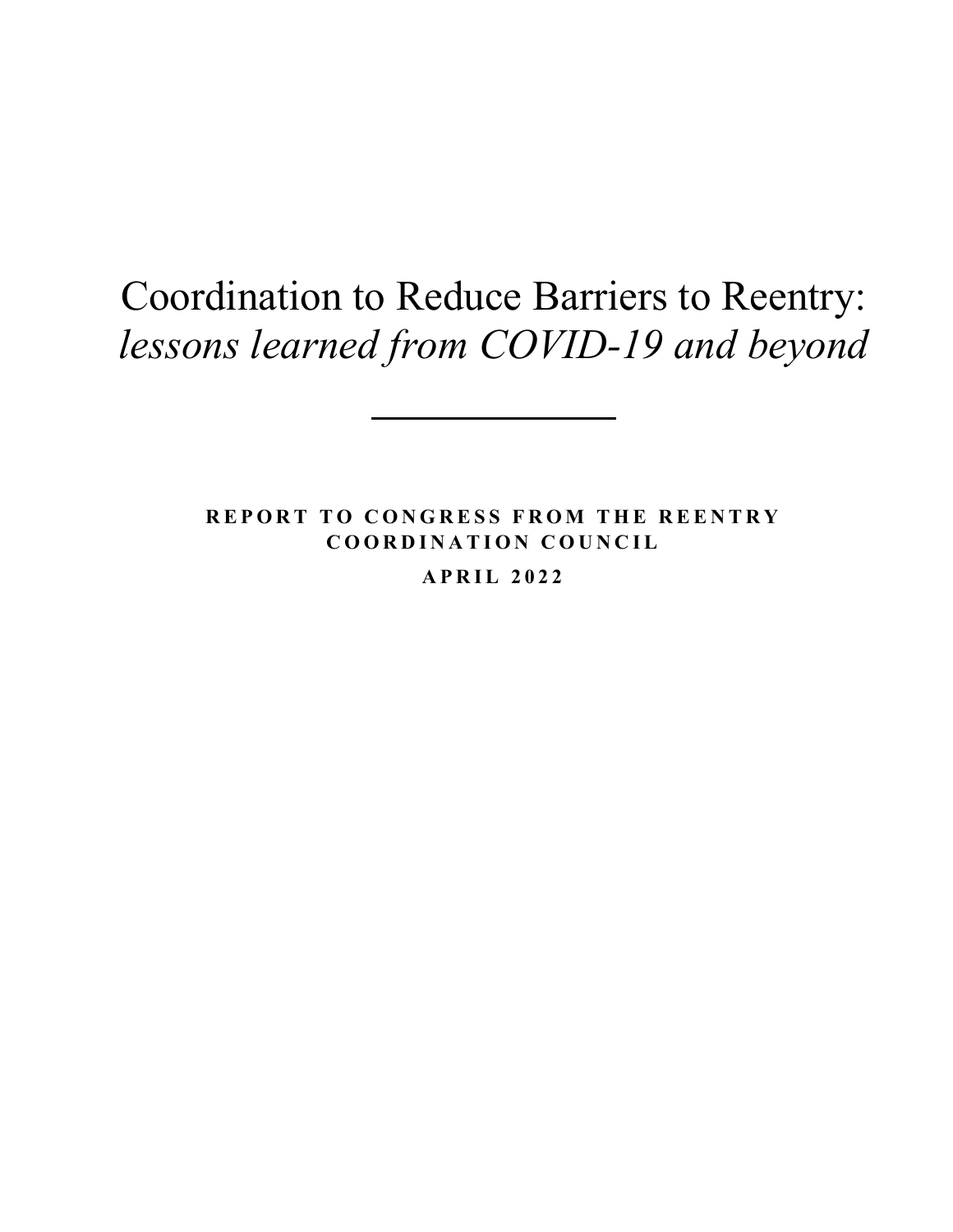# Coordination to Reduce Barriers to Reentry: *lessons learned from COVID-19 and beyond*

---

**REPORT TO CONGRESS FROM THE REENTRY COORDINATION COUNCIL**

**APRIL 2022**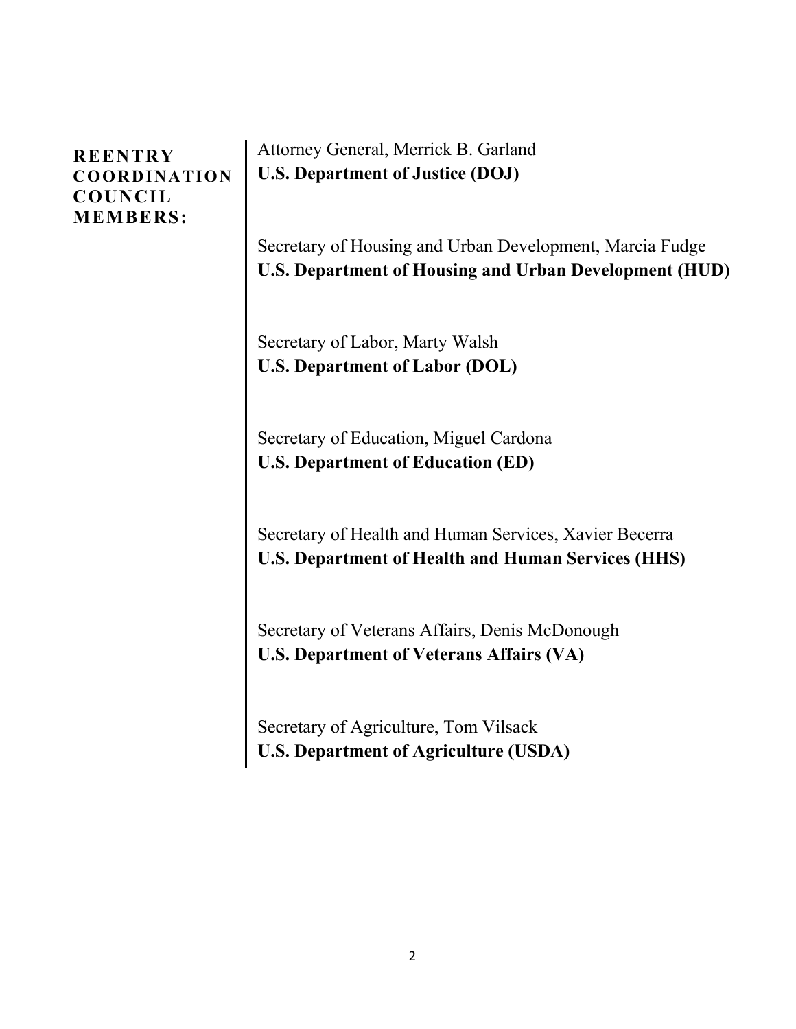## REENTRY COORDINATION COUNCIL MEMBERS:

Attorney General, Merrick B. Garland
**U.S. Department of Justice (DOJ)**

Secretary of Housing and Urban Development, Marcia Fudge
**U.S. Department of Housing and Urban Development (HUD)**

Secretary of Labor, Marty Walsh
**U.S. Department of Labor (DOL)**

Secretary of Education, Miguel Cardona
**U.S. Department of Education (ED)**

Secretary of Health and Human Services, Xavier Becerra
**U.S. Department of Health and Human Services (HHS)**

Secretary of Veterans Affairs, Denis McDonough
**U.S. Department of Veterans Affairs (VA)**

Secretary of Agriculture, Tom Vilsack
**U.S. Department of Agriculture (USDA)**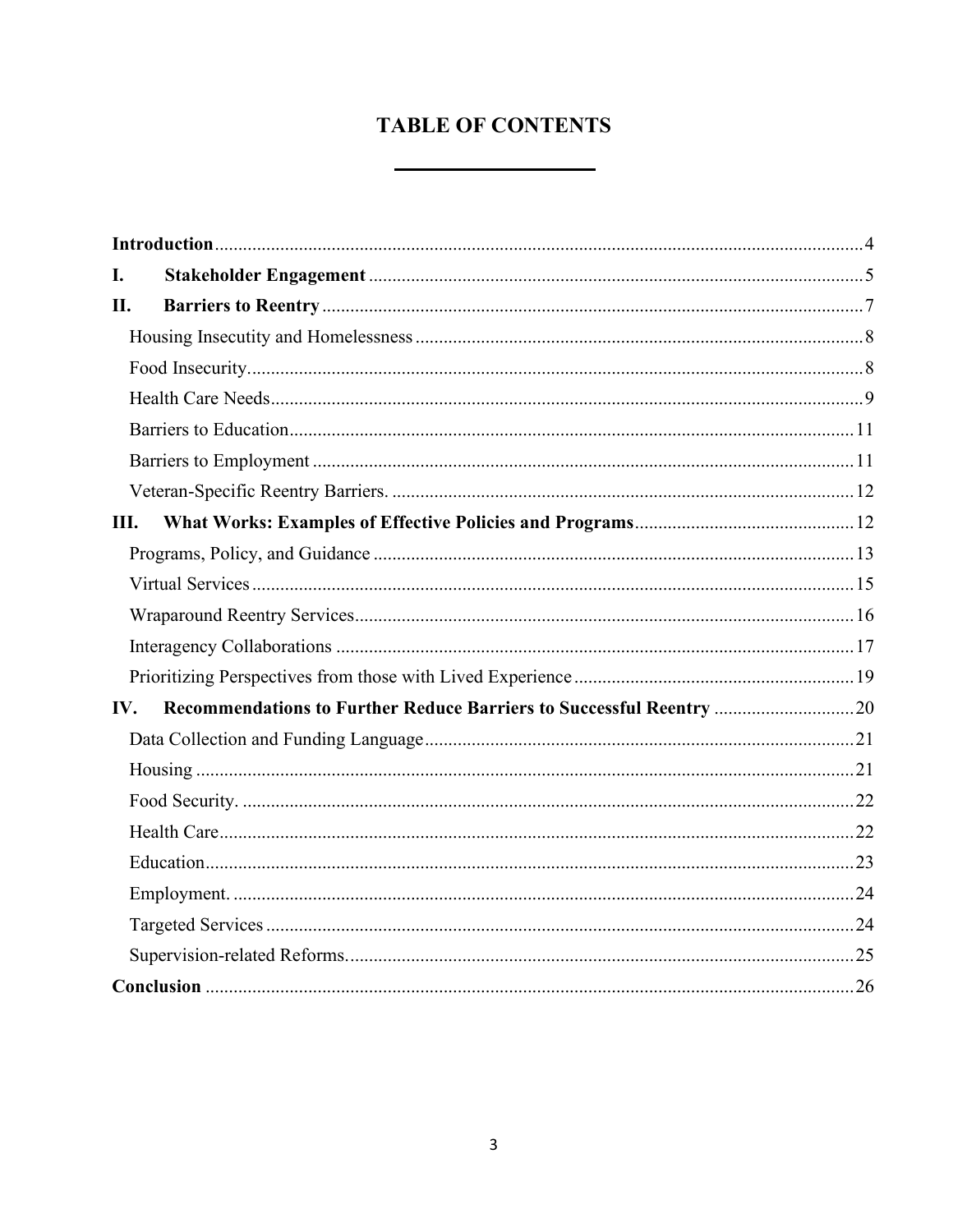# TABLE OF CONTENTS

**Introduction** .......... 4

**I. Stakeholder Engagement** .......... 5

**II. Barriers to Reentry** .......... 7

- Housing Insecurity and Homelessness .......... 8
- Food Insecurity .......... 8
- Health Care Needs .......... 9
- Barriers to Education .......... 11
- Barriers to Employment .......... 11
- Veteran-Specific Reentry Barriers. .......... 12

**III. What Works: Examples of Effective Policies and Programs** .......... 12

- Programs, Policy, and Guidance .......... 13
- Virtual Services .......... 15
- Wraparound Reentry Services .......... 16
- Interagency Collaborations .......... 17
- Prioritizing Perspectives from those with Lived Experience .......... 19

**IV. Recommendations to Further Reduce Barriers to Successful Reentry** .......... 20

- Data Collection and Funding Language .......... 21
- Housing .......... 21
- Food Security. .......... 22
- Health Care .......... 22
- Education .......... 23
- Employment. .......... 24
- Targeted Services .......... 24
- Supervision-related Reforms. .......... 25

**Conclusion** .......... 26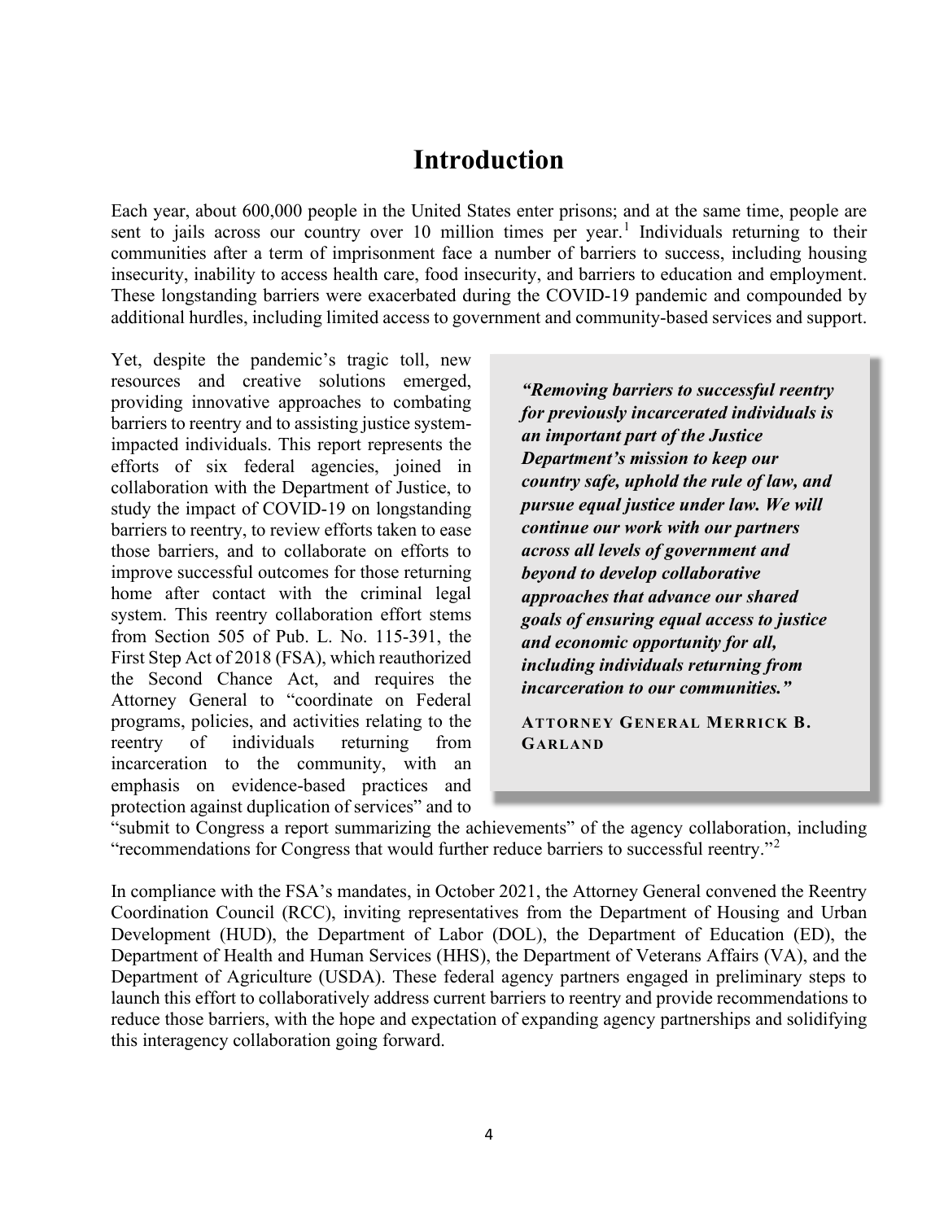# Introduction

Each year, about 600,000 people in the United States enter prisons; and at the same time, people are sent to jails across our country over 10 million times per year.[1] Individuals returning to their communities after a term of imprisonment face a number of barriers to success, including housing insecurity, inability to access health care, food insecurity, and barriers to education and employment. These longstanding barriers were exacerbated during the COVID-19 pandemic and compounded by additional hurdles, including limited access to government and community-based services and support.

Yet, despite the pandemic's tragic toll, new resources and creative solutions emerged, providing innovative approaches to combating barriers to reentry and to assisting justice system-impacted individuals. This report represents the efforts of six federal agencies, joined in collaboration with the Department of Justice, to study the impact of COVID-19 on longstanding barriers to reentry, to review efforts taken to ease those barriers, and to collaborate on efforts to improve successful outcomes for those returning home after contact with the criminal legal system. This reentry collaboration effort stems from Section 505 of Pub. L. No. 115-391, the First Step Act of 2018 (FSA), which reauthorized the Second Chance Act, and requires the Attorney General to "coordinate on Federal programs, policies, and activities relating to the reentry of individuals returning from incarceration to the community, with an emphasis on evidence-based practices and protection against duplication of services" and to "submit to Congress a report summarizing the achievements" of the agency collaboration, including "recommendations for Congress that would further reduce barriers to successful reentry."[2]

> ***"Removing barriers to successful reentry for previously incarcerated individuals is an important part of the Justice Department's mission to keep our country safe, uphold the rule of law, and pursue equal justice under law. We will continue our work with our partners across all levels of government and beyond to develop collaborative approaches that advance our shared goals of ensuring equal access to justice and economic opportunity for all, including individuals returning from incarceration to our communities."***
>
> **ATTORNEY GENERAL MERRICK B. GARLAND**

In compliance with the FSA's mandates, in October 2021, the Attorney General convened the Reentry Coordination Council (RCC), inviting representatives from the Department of Housing and Urban Development (HUD), the Department of Labor (DOL), the Department of Education (ED), the Department of Health and Human Services (HHS), the Department of Veterans Affairs (VA), and the Department of Agriculture (USDA). These federal agency partners engaged in preliminary steps to launch this effort to collaboratively address current barriers to reentry and provide recommendations to reduce those barriers, with the hope and expectation of expanding agency partnerships and solidifying this interagency collaboration going forward.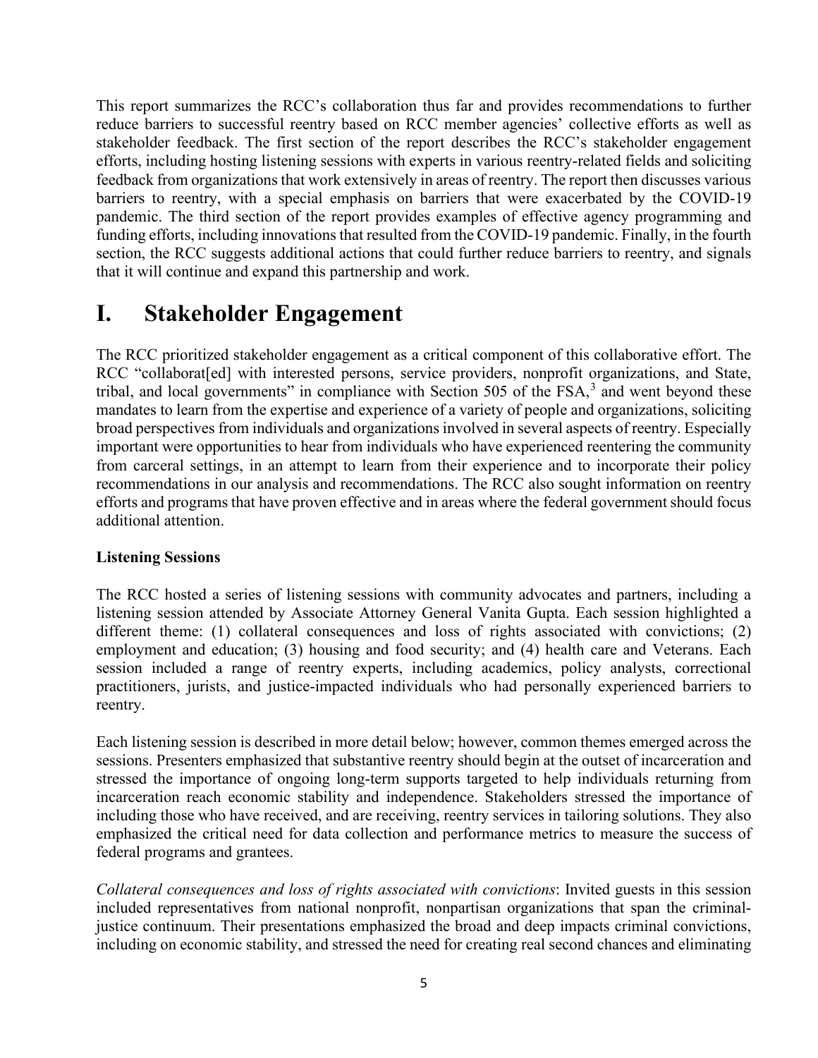This report summarizes the RCC's collaboration thus far and provides recommendations to further reduce barriers to successful reentry based on RCC member agencies' collective efforts as well as stakeholder feedback. The first section of the report describes the RCC's stakeholder engagement efforts, including hosting listening sessions with experts in various reentry-related fields and soliciting feedback from organizations that work extensively in areas of reentry. The report then discusses various barriers to reentry, with a special emphasis on barriers that were exacerbated by the COVID-19 pandemic. The third section of the report provides examples of effective agency programming and funding efforts, including innovations that resulted from the COVID-19 pandemic. Finally, in the fourth section, the RCC suggests additional actions that could further reduce barriers to reentry, and signals that it will continue and expand this partnership and work.

# I. Stakeholder Engagement

The RCC prioritized stakeholder engagement as a critical component of this collaborative effort. The RCC "collaborat[ed] with interested persons, service providers, nonprofit organizations, and State, tribal, and local governments" in compliance with Section 505 of the FSA,[3] and went beyond these mandates to learn from the expertise and experience of a variety of people and organizations, soliciting broad perspectives from individuals and organizations involved in several aspects of reentry. Especially important were opportunities to hear from individuals who have experienced reentering the community from carceral settings, in an attempt to learn from their experience and to incorporate their policy recommendations in our analysis and recommendations. The RCC also sought information on reentry efforts and programs that have proven effective and in areas where the federal government should focus additional attention.

**Listening Sessions**

The RCC hosted a series of listening sessions with community advocates and partners, including a listening session attended by Associate Attorney General Vanita Gupta. Each session highlighted a different theme: (1) collateral consequences and loss of rights associated with convictions; (2) employment and education; (3) housing and food security; and (4) health care and Veterans. Each session included a range of reentry experts, including academics, policy analysts, correctional practitioners, jurists, and justice-impacted individuals who had personally experienced barriers to reentry.

Each listening session is described in more detail below; however, common themes emerged across the sessions. Presenters emphasized that substantive reentry should begin at the outset of incarceration and stressed the importance of ongoing long-term supports targeted to help individuals returning from incarceration reach economic stability and independence. Stakeholders stressed the importance of including those who have received, and are receiving, reentry services in tailoring solutions. They also emphasized the critical need for data collection and performance metrics to measure the success of federal programs and grantees.

*Collateral consequences and loss of rights associated with convictions*: Invited guests in this session included representatives from national nonprofit, nonpartisan organizations that span the criminal-justice continuum. Their presentations emphasized the broad and deep impacts criminal convictions, including on economic stability, and stressed the need for creating real second chances and eliminating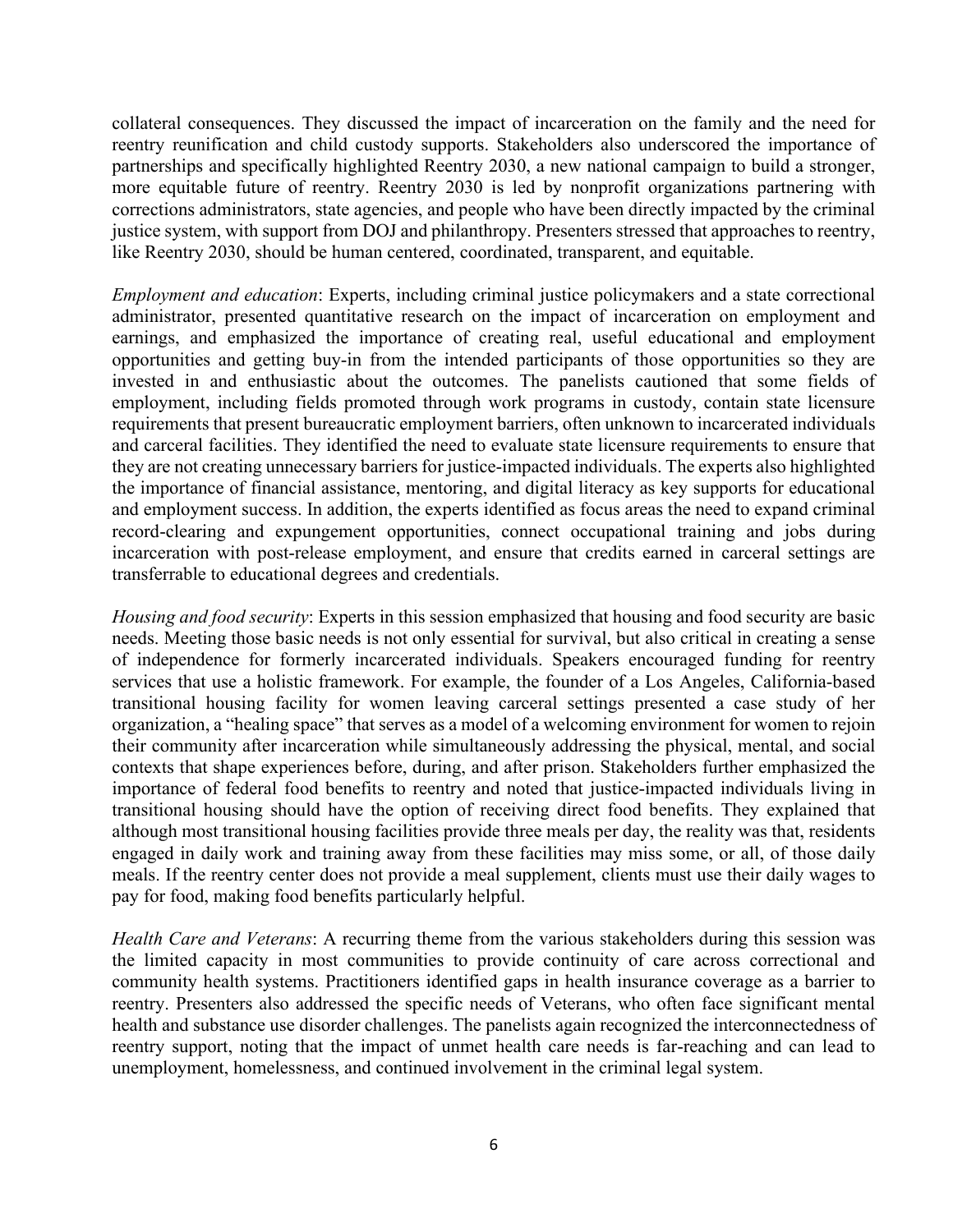collateral consequences. They discussed the impact of incarceration on the family and the need for reentry reunification and child custody supports. Stakeholders also underscored the importance of partnerships and specifically highlighted Reentry 2030, a new national campaign to build a stronger, more equitable future of reentry. Reentry 2030 is led by nonprofit organizations partnering with corrections administrators, state agencies, and people who have been directly impacted by the criminal justice system, with support from DOJ and philanthropy. Presenters stressed that approaches to reentry, like Reentry 2030, should be human centered, coordinated, transparent, and equitable.

*Employment and education*: Experts, including criminal justice policymakers and a state correctional administrator, presented quantitative research on the impact of incarceration on employment and earnings, and emphasized the importance of creating real, useful educational and employment opportunities and getting buy-in from the intended participants of those opportunities so they are invested in and enthusiastic about the outcomes. The panelists cautioned that some fields of employment, including fields promoted through work programs in custody, contain state licensure requirements that present bureaucratic employment barriers, often unknown to incarcerated individuals and carceral facilities. They identified the need to evaluate state licensure requirements to ensure that they are not creating unnecessary barriers for justice-impacted individuals. The experts also highlighted the importance of financial assistance, mentoring, and digital literacy as key supports for educational and employment success. In addition, the experts identified as focus areas the need to expand criminal record-clearing and expungement opportunities, connect occupational training and jobs during incarceration with post-release employment, and ensure that credits earned in carceral settings are transferrable to educational degrees and credentials.

*Housing and food security*: Experts in this session emphasized that housing and food security are basic needs. Meeting those basic needs is not only essential for survival, but also critical in creating a sense of independence for formerly incarcerated individuals. Speakers encouraged funding for reentry services that use a holistic framework. For example, the founder of a Los Angeles, California-based transitional housing facility for women leaving carceral settings presented a case study of her organization, a "healing space" that serves as a model of a welcoming environment for women to rejoin their community after incarceration while simultaneously addressing the physical, mental, and social contexts that shape experiences before, during, and after prison. Stakeholders further emphasized the importance of federal food benefits to reentry and noted that justice-impacted individuals living in transitional housing should have the option of receiving direct food benefits. They explained that although most transitional housing facilities provide three meals per day, the reality was that, residents engaged in daily work and training away from these facilities may miss some, or all, of those daily meals. If the reentry center does not provide a meal supplement, clients must use their daily wages to pay for food, making food benefits particularly helpful.

*Health Care and Veterans*: A recurring theme from the various stakeholders during this session was the limited capacity in most communities to provide continuity of care across correctional and community health systems. Practitioners identified gaps in health insurance coverage as a barrier to reentry. Presenters also addressed the specific needs of Veterans, who often face significant mental health and substance use disorder challenges. The panelists again recognized the interconnectedness of reentry support, noting that the impact of unmet health care needs is far-reaching and can lead to unemployment, homelessness, and continued involvement in the criminal legal system.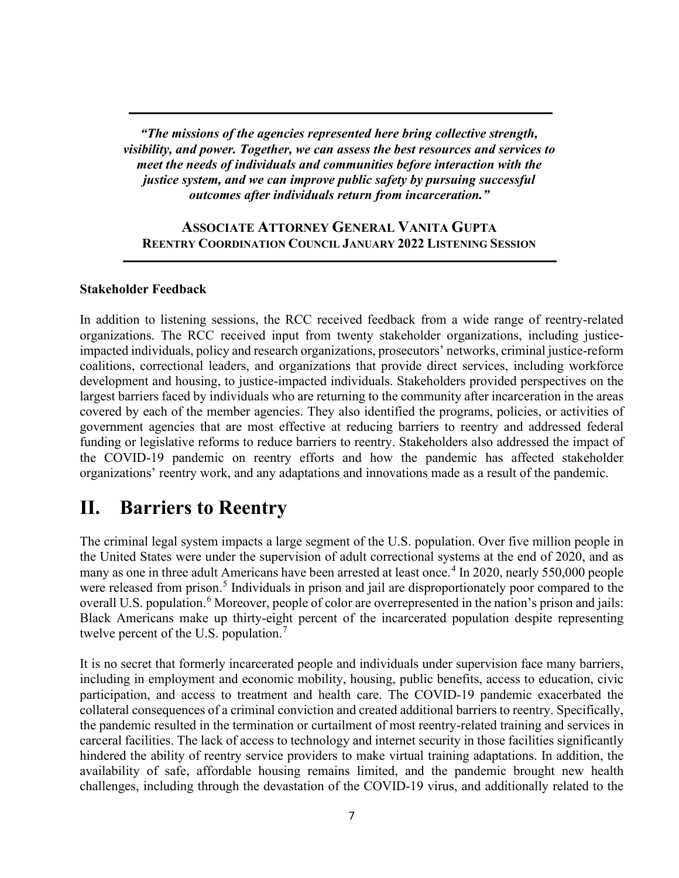---

***"The missions of the agencies represented here bring collective strength, visibility, and power. Together, we can assess the best resources and services to meet the needs of individuals and communities before interaction with the justice system, and we can improve public safety by pursuing successful outcomes after individuals return from incarceration."***

**ASSOCIATE ATTORNEY GENERAL VANITA GUPTA**
**REENTRY COORDINATION COUNCIL JANUARY 2022 LISTENING SESSION**

---

**Stakeholder Feedback**

In addition to listening sessions, the RCC received feedback from a wide range of reentry-related organizations. The RCC received input from twenty stakeholder organizations, including justice-impacted individuals, policy and research organizations, prosecutors' networks, criminal justice-reform coalitions, correctional leaders, and organizations that provide direct services, including workforce development and housing, to justice-impacted individuals. Stakeholders provided perspectives on the largest barriers faced by individuals who are returning to the community after incarceration in the areas covered by each of the member agencies. They also identified the programs, policies, or activities of government agencies that are most effective at reducing barriers to reentry and addressed federal funding or legislative reforms to reduce barriers to reentry. Stakeholders also addressed the impact of the COVID-19 pandemic on reentry efforts and how the pandemic has affected stakeholder organizations' reentry work, and any adaptations and innovations made as a result of the pandemic.

# II. Barriers to Reentry

The criminal legal system impacts a large segment of the U.S. population. Over five million people in the United States were under the supervision of adult correctional systems at the end of 2020, and as many as one in three adult Americans have been arrested at least once.[4] In 2020, nearly 550,000 people were released from prison.[5] Individuals in prison and jail are disproportionately poor compared to the overall U.S. population.[6] Moreover, people of color are overrepresented in the nation's prison and jails: Black Americans make up thirty-eight percent of the incarcerated population despite representing twelve percent of the U.S. population.[7]

It is no secret that formerly incarcerated people and individuals under supervision face many barriers, including in employment and economic mobility, housing, public benefits, access to education, civic participation, and access to treatment and health care. The COVID-19 pandemic exacerbated the collateral consequences of a criminal conviction and created additional barriers to reentry. Specifically, the pandemic resulted in the termination or curtailment of most reentry-related training and services in carceral facilities. The lack of access to technology and internet security in those facilities significantly hindered the ability of reentry service providers to make virtual training adaptations. In addition, the availability of safe, affordable housing remains limited, and the pandemic brought new health challenges, including through the devastation of the COVID-19 virus, and additionally related to the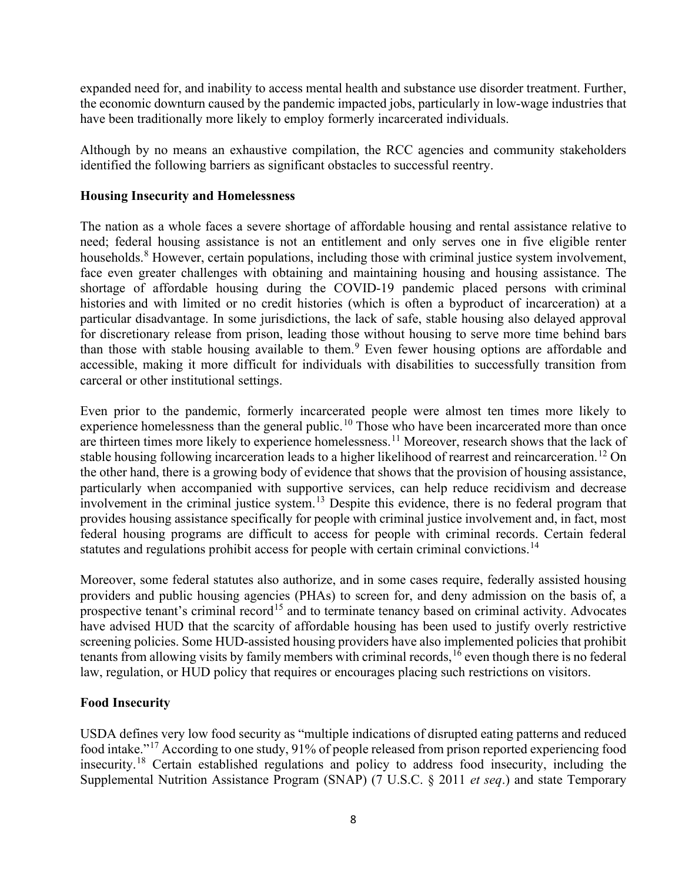expanded need for, and inability to access mental health and substance use disorder treatment. Further, the economic downturn caused by the pandemic impacted jobs, particularly in low-wage industries that have been traditionally more likely to employ formerly incarcerated individuals.

Although by no means an exhaustive compilation, the RCC agencies and community stakeholders identified the following barriers as significant obstacles to successful reentry.

**Housing Insecurity and Homelessness**

The nation as a whole faces a severe shortage of affordable housing and rental assistance relative to need; federal housing assistance is not an entitlement and only serves one in five eligible renter households.[8] However, certain populations, including those with criminal justice system involvement, face even greater challenges with obtaining and maintaining housing and housing assistance. The shortage of affordable housing during the COVID-19 pandemic placed persons with criminal histories and with limited or no credit histories (which is often a byproduct of incarceration) at a particular disadvantage. In some jurisdictions, the lack of safe, stable housing also delayed approval for discretionary release from prison, leading those without housing to serve more time behind bars than those with stable housing available to them.[9] Even fewer housing options are affordable and accessible, making it more difficult for individuals with disabilities to successfully transition from carceral or other institutional settings.

Even prior to the pandemic, formerly incarcerated people were almost ten times more likely to experience homelessness than the general public.[10] Those who have been incarcerated more than once are thirteen times more likely to experience homelessness.[11] Moreover, research shows that the lack of stable housing following incarceration leads to a higher likelihood of rearrest and reincarceration.[12] On the other hand, there is a growing body of evidence that shows that the provision of housing assistance, particularly when accompanied with supportive services, can help reduce recidivism and decrease involvement in the criminal justice system.[13] Despite this evidence, there is no federal program that provides housing assistance specifically for people with criminal justice involvement and, in fact, most federal housing programs are difficult to access for people with criminal records. Certain federal statutes and regulations prohibit access for people with certain criminal convictions.[14]

Moreover, some federal statutes also authorize, and in some cases require, federally assisted housing providers and public housing agencies (PHAs) to screen for, and deny admission on the basis of, a prospective tenant's criminal record[15] and to terminate tenancy based on criminal activity. Advocates have advised HUD that the scarcity of affordable housing has been used to justify overly restrictive screening policies. Some HUD-assisted housing providers have also implemented policies that prohibit tenants from allowing visits by family members with criminal records,[16] even though there is no federal law, regulation, or HUD policy that requires or encourages placing such restrictions on visitors.

**Food Insecurity**

USDA defines very low food security as "multiple indications of disrupted eating patterns and reduced food intake."[17] According to one study, 91% of people released from prison reported experiencing food insecurity.[18] Certain established regulations and policy to address food insecurity, including the Supplemental Nutrition Assistance Program (SNAP) (7 U.S.C. § 2011 *et seq*.) and state Temporary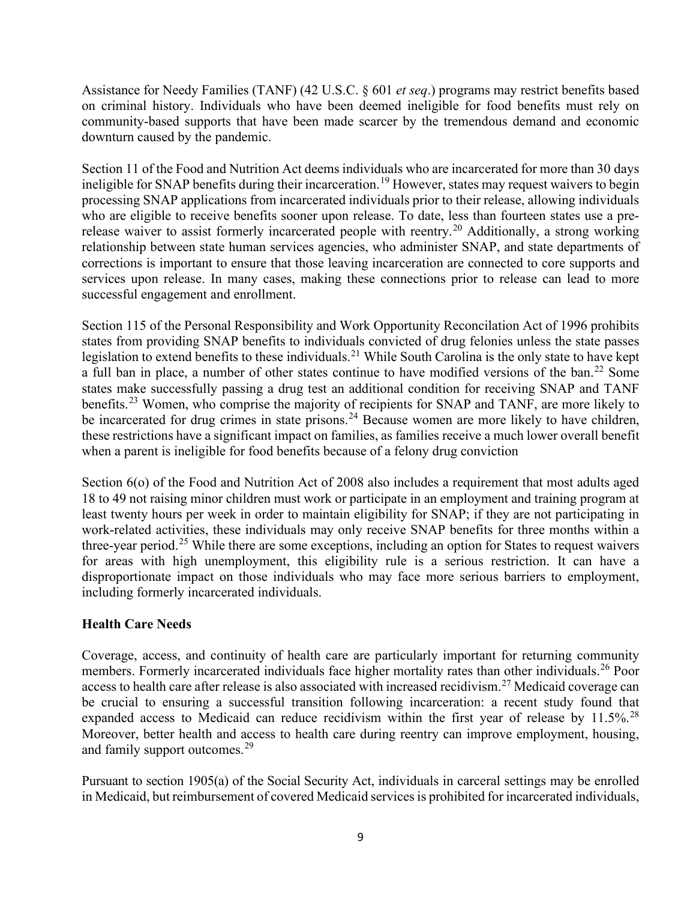Assistance for Needy Families (TANF) (42 U.S.C. § 601 *et seq*.) programs may restrict benefits based on criminal history. Individuals who have been deemed ineligible for food benefits must rely on community-based supports that have been made scarcer by the tremendous demand and economic downturn caused by the pandemic.

Section 11 of the Food and Nutrition Act deems individuals who are incarcerated for more than 30 days ineligible for SNAP benefits during their incarceration.[19] However, states may request waivers to begin processing SNAP applications from incarcerated individuals prior to their release, allowing individuals who are eligible to receive benefits sooner upon release. To date, less than fourteen states use a pre-release waiver to assist formerly incarcerated people with reentry.[20] Additionally, a strong working relationship between state human services agencies, who administer SNAP, and state departments of corrections is important to ensure that those leaving incarceration are connected to core supports and services upon release. In many cases, making these connections prior to release can lead to more successful engagement and enrollment.

Section 115 of the Personal Responsibility and Work Opportunity Reconcilation Act of 1996 prohibits states from providing SNAP benefits to individuals convicted of drug felonies unless the state passes legislation to extend benefits to these individuals.[21] While South Carolina is the only state to have kept a full ban in place, a number of other states continue to have modified versions of the ban.[22] Some states make successfully passing a drug test an additional condition for receiving SNAP and TANF benefits.[23] Women, who comprise the majority of recipients for SNAP and TANF, are more likely to be incarcerated for drug crimes in state prisons.[24] Because women are more likely to have children, these restrictions have a significant impact on families, as families receive a much lower overall benefit when a parent is ineligible for food benefits because of a felony drug conviction

Section 6(o) of the Food and Nutrition Act of 2008 also includes a requirement that most adults aged 18 to 49 not raising minor children must work or participate in an employment and training program at least twenty hours per week in order to maintain eligibility for SNAP; if they are not participating in work-related activities, these individuals may only receive SNAP benefits for three months within a three-year period.[25] While there are some exceptions, including an option for States to request waivers for areas with high unemployment, this eligibility rule is a serious restriction. It can have a disproportionate impact on those individuals who may face more serious barriers to employment, including formerly incarcerated individuals.

**Health Care Needs**

Coverage, access, and continuity of health care are particularly important for returning community members. Formerly incarcerated individuals face higher mortality rates than other individuals.[26] Poor access to health care after release is also associated with increased recidivism.[27] Medicaid coverage can be crucial to ensuring a successful transition following incarceration: a recent study found that expanded access to Medicaid can reduce recidivism within the first year of release by 11.5%.[28] Moreover, better health and access to health care during reentry can improve employment, housing, and family support outcomes.[29]

Pursuant to section 1905(a) of the Social Security Act, individuals in carceral settings may be enrolled in Medicaid, but reimbursement of covered Medicaid services is prohibited for incarcerated individuals,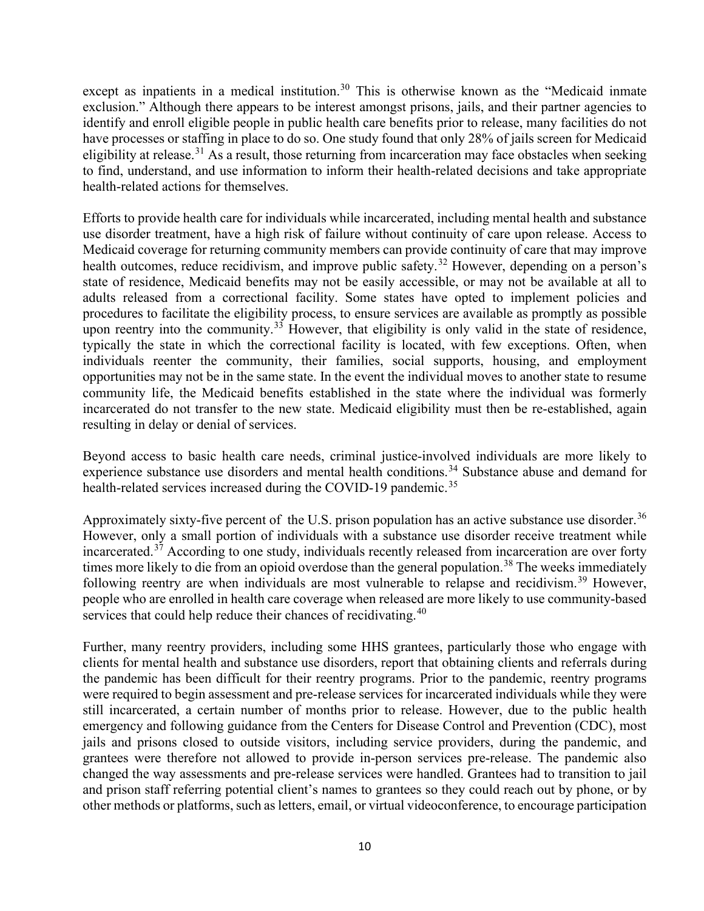except as inpatients in a medical institution.[30] This is otherwise known as the "Medicaid inmate exclusion." Although there appears to be interest amongst prisons, jails, and their partner agencies to identify and enroll eligible people in public health care benefits prior to release, many facilities do not have processes or staffing in place to do so. One study found that only 28% of jails screen for Medicaid eligibility at release.[31] As a result, those returning from incarceration may face obstacles when seeking to find, understand, and use information to inform their health-related decisions and take appropriate health-related actions for themselves.

Efforts to provide health care for individuals while incarcerated, including mental health and substance use disorder treatment, have a high risk of failure without continuity of care upon release. Access to Medicaid coverage for returning community members can provide continuity of care that may improve health outcomes, reduce recidivism, and improve public safety.[32] However, depending on a person's state of residence, Medicaid benefits may not be easily accessible, or may not be available at all to adults released from a correctional facility. Some states have opted to implement policies and procedures to facilitate the eligibility process, to ensure services are available as promptly as possible upon reentry into the community.[33] However, that eligibility is only valid in the state of residence, typically the state in which the correctional facility is located, with few exceptions. Often, when individuals reenter the community, their families, social supports, housing, and employment opportunities may not be in the same state. In the event the individual moves to another state to resume community life, the Medicaid benefits established in the state where the individual was formerly incarcerated do not transfer to the new state. Medicaid eligibility must then be re-established, again resulting in delay or denial of services.

Beyond access to basic health care needs, criminal justice-involved individuals are more likely to experience substance use disorders and mental health conditions.[34] Substance abuse and demand for health-related services increased during the COVID-19 pandemic.[35]

Approximately sixty-five percent of the U.S. prison population has an active substance use disorder.[36] However, only a small portion of individuals with a substance use disorder receive treatment while incarcerated.[37] According to one study, individuals recently released from incarceration are over forty times more likely to die from an opioid overdose than the general population.[38] The weeks immediately following reentry are when individuals are most vulnerable to relapse and recidivism.[39] However, people who are enrolled in health care coverage when released are more likely to use community-based services that could help reduce their chances of recidivating.[40]

Further, many reentry providers, including some HHS grantees, particularly those who engage with clients for mental health and substance use disorders, report that obtaining clients and referrals during the pandemic has been difficult for their reentry programs. Prior to the pandemic, reentry programs were required to begin assessment and pre-release services for incarcerated individuals while they were still incarcerated, a certain number of months prior to release. However, due to the public health emergency and following guidance from the Centers for Disease Control and Prevention (CDC), most jails and prisons closed to outside visitors, including service providers, during the pandemic, and grantees were therefore not allowed to provide in-person services pre-release. The pandemic also changed the way assessments and pre-release services were handled. Grantees had to transition to jail and prison staff referring potential client's names to grantees so they could reach out by phone, or by other methods or platforms, such as letters, email, or virtual videoconference, to encourage participation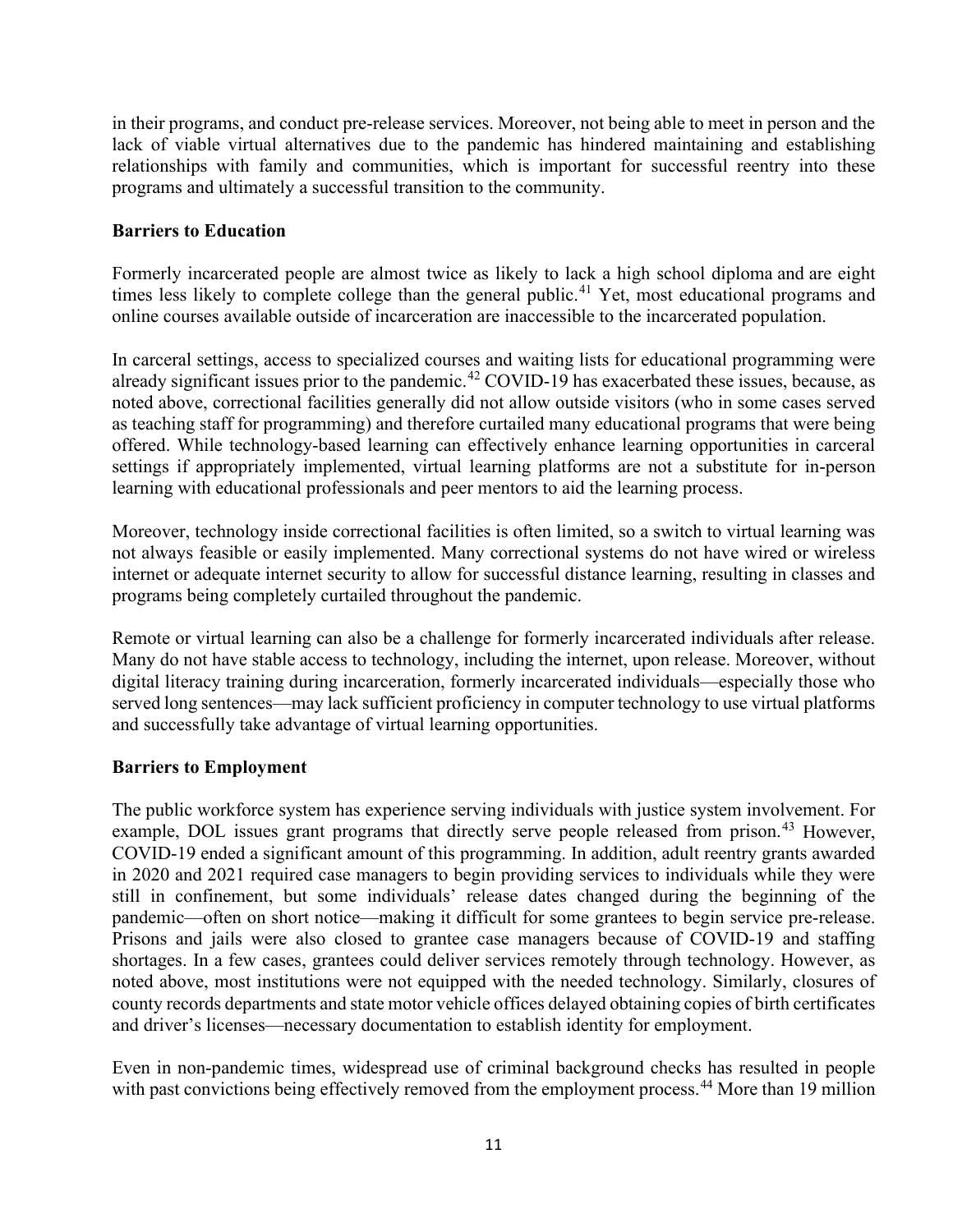in their programs, and conduct pre-release services. Moreover, not being able to meet in person and the lack of viable virtual alternatives due to the pandemic has hindered maintaining and establishing relationships with family and communities, which is important for successful reentry into these programs and ultimately a successful transition to the community.

### Barriers to Education

Formerly incarcerated people are almost twice as likely to lack a high school diploma and are eight times less likely to complete college than the general public.[41] Yet, most educational programs and online courses available outside of incarceration are inaccessible to the incarcerated population.

In carceral settings, access to specialized courses and waiting lists for educational programming were already significant issues prior to the pandemic.[42] COVID-19 has exacerbated these issues, because, as noted above, correctional facilities generally did not allow outside visitors (who in some cases served as teaching staff for programming) and therefore curtailed many educational programs that were being offered. While technology-based learning can effectively enhance learning opportunities in carceral settings if appropriately implemented, virtual learning platforms are not a substitute for in-person learning with educational professionals and peer mentors to aid the learning process.

Moreover, technology inside correctional facilities is often limited, so a switch to virtual learning was not always feasible or easily implemented. Many correctional systems do not have wired or wireless internet or adequate internet security to allow for successful distance learning, resulting in classes and programs being completely curtailed throughout the pandemic.

Remote or virtual learning can also be a challenge for formerly incarcerated individuals after release. Many do not have stable access to technology, including the internet, upon release. Moreover, without digital literacy training during incarceration, formerly incarcerated individuals—especially those who served long sentences—may lack sufficient proficiency in computer technology to use virtual platforms and successfully take advantage of virtual learning opportunities.

### Barriers to Employment

The public workforce system has experience serving individuals with justice system involvement. For example, DOL issues grant programs that directly serve people released from prison.[43] However, COVID-19 ended a significant amount of this programming. In addition, adult reentry grants awarded in 2020 and 2021 required case managers to begin providing services to individuals while they were still in confinement, but some individuals' release dates changed during the beginning of the pandemic—often on short notice—making it difficult for some grantees to begin service pre-release. Prisons and jails were also closed to grantee case managers because of COVID-19 and staffing shortages. In a few cases, grantees could deliver services remotely through technology. However, as noted above, most institutions were not equipped with the needed technology. Similarly, closures of county records departments and state motor vehicle offices delayed obtaining copies of birth certificates and driver's licenses—necessary documentation to establish identity for employment.

Even in non-pandemic times, widespread use of criminal background checks has resulted in people with past convictions being effectively removed from the employment process.[44] More than 19 million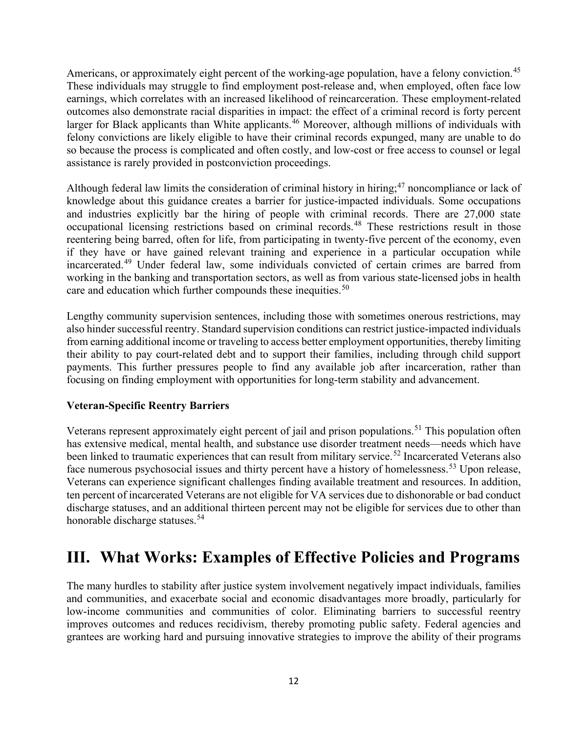Americans, or approximately eight percent of the working-age population, have a felony conviction.[45] These individuals may struggle to find employment post-release and, when employed, often face low earnings, which correlates with an increased likelihood of reincarceration. These employment-related outcomes also demonstrate racial disparities in impact: the effect of a criminal record is forty percent larger for Black applicants than White applicants.[46] Moreover, although millions of individuals with felony convictions are likely eligible to have their criminal records expunged, many are unable to do so because the process is complicated and often costly, and low-cost or free access to counsel or legal assistance is rarely provided in postconviction proceedings.

Although federal law limits the consideration of criminal history in hiring;[47] noncompliance or lack of knowledge about this guidance creates a barrier for justice-impacted individuals. Some occupations and industries explicitly bar the hiring of people with criminal records. There are 27,000 state occupational licensing restrictions based on criminal records.[48] These restrictions result in those reentering being barred, often for life, from participating in twenty-five percent of the economy, even if they have or have gained relevant training and experience in a particular occupation while incarcerated.[49] Under federal law, some individuals convicted of certain crimes are barred from working in the banking and transportation sectors, as well as from various state-licensed jobs in health care and education which further compounds these inequities.[50]

Lengthy community supervision sentences, including those with sometimes onerous restrictions, may also hinder successful reentry. Standard supervision conditions can restrict justice-impacted individuals from earning additional income or traveling to access better employment opportunities, thereby limiting their ability to pay court-related debt and to support their families, including through child support payments. This further pressures people to find any available job after incarceration, rather than focusing on finding employment with opportunities for long-term stability and advancement.

**Veteran-Specific Reentry Barriers**

Veterans represent approximately eight percent of jail and prison populations.[51] This population often has extensive medical, mental health, and substance use disorder treatment needs—needs which have been linked to traumatic experiences that can result from military service.[52] Incarcerated Veterans also face numerous psychosocial issues and thirty percent have a history of homelessness.[53] Upon release, Veterans can experience significant challenges finding available treatment and resources. In addition, ten percent of incarcerated Veterans are not eligible for VA services due to dishonorable or bad conduct discharge statuses, and an additional thirteen percent may not be eligible for services due to other than honorable discharge statuses.[54]

# III. What Works: Examples of Effective Policies and Programs

The many hurdles to stability after justice system involvement negatively impact individuals, families and communities, and exacerbate social and economic disadvantages more broadly, particularly for low-income communities and communities of color. Eliminating barriers to successful reentry improves outcomes and reduces recidivism, thereby promoting public safety. Federal agencies and grantees are working hard and pursuing innovative strategies to improve the ability of their programs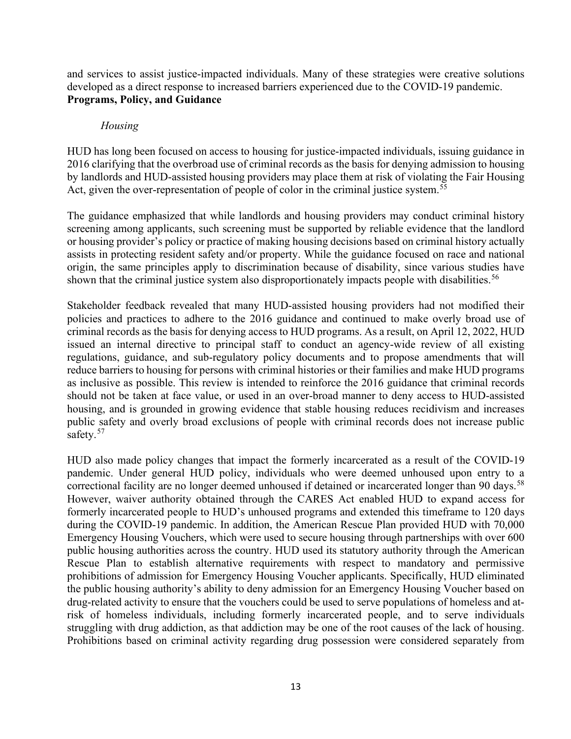and services to assist justice-impacted individuals. Many of these strategies were creative solutions developed as a direct response to increased barriers experienced due to the COVID-19 pandemic.

**Programs, Policy, and Guidance**

*Housing*

HUD has long been focused on access to housing for justice-impacted individuals, issuing guidance in 2016 clarifying that the overbroad use of criminal records as the basis for denying admission to housing by landlords and HUD-assisted housing providers may place them at risk of violating the Fair Housing Act, given the over-representation of people of color in the criminal justice system.[55]

The guidance emphasized that while landlords and housing providers may conduct criminal history screening among applicants, such screening must be supported by reliable evidence that the landlord or housing provider's policy or practice of making housing decisions based on criminal history actually assists in protecting resident safety and/or property. While the guidance focused on race and national origin, the same principles apply to discrimination because of disability, since various studies have shown that the criminal justice system also disproportionately impacts people with disabilities.[56]

Stakeholder feedback revealed that many HUD-assisted housing providers had not modified their policies and practices to adhere to the 2016 guidance and continued to make overly broad use of criminal records as the basis for denying access to HUD programs. As a result, on April 12, 2022, HUD issued an internal directive to principal staff to conduct an agency-wide review of all existing regulations, guidance, and sub-regulatory policy documents and to propose amendments that will reduce barriers to housing for persons with criminal histories or their families and make HUD programs as inclusive as possible. This review is intended to reinforce the 2016 guidance that criminal records should not be taken at face value, or used in an over-broad manner to deny access to HUD-assisted housing, and is grounded in growing evidence that stable housing reduces recidivism and increases public safety and overly broad exclusions of people with criminal records does not increase public safety.[57]

HUD also made policy changes that impact the formerly incarcerated as a result of the COVID-19 pandemic. Under general HUD policy, individuals who were deemed unhoused upon entry to a correctional facility are no longer deemed unhoused if detained or incarcerated longer than 90 days.[58] However, waiver authority obtained through the CARES Act enabled HUD to expand access for formerly incarcerated people to HUD's unhoused programs and extended this timeframe to 120 days during the COVID-19 pandemic. In addition, the American Rescue Plan provided HUD with 70,000 Emergency Housing Vouchers, which were used to secure housing through partnerships with over 600 public housing authorities across the country. HUD used its statutory authority through the American Rescue Plan to establish alternative requirements with respect to mandatory and permissive prohibitions of admission for Emergency Housing Voucher applicants. Specifically, HUD eliminated the public housing authority's ability to deny admission for an Emergency Housing Voucher based on drug-related activity to ensure that the vouchers could be used to serve populations of homeless and at-risk of homeless individuals, including formerly incarcerated people, and to serve individuals struggling with drug addiction, as that addiction may be one of the root causes of the lack of housing. Prohibitions based on criminal activity regarding drug possession were considered separately from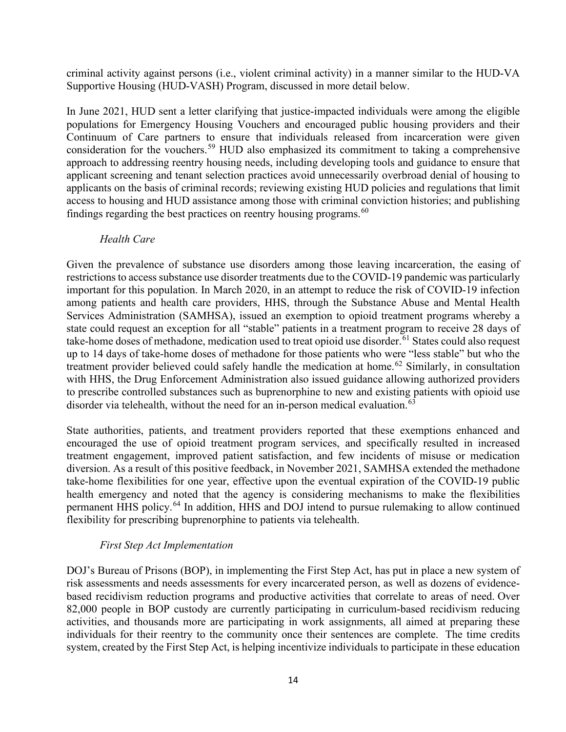criminal activity against persons (i.e., violent criminal activity) in a manner similar to the HUD-VA Supportive Housing (HUD-VASH) Program, discussed in more detail below.

In June 2021, HUD sent a letter clarifying that justice-impacted individuals were among the eligible populations for Emergency Housing Vouchers and encouraged public housing providers and their Continuum of Care partners to ensure that individuals released from incarceration were given consideration for the vouchers.[59] HUD also emphasized its commitment to taking a comprehensive approach to addressing reentry housing needs, including developing tools and guidance to ensure that applicant screening and tenant selection practices avoid unnecessarily overbroad denial of housing to applicants on the basis of criminal records; reviewing existing HUD policies and regulations that limit access to housing and HUD assistance among those with criminal conviction histories; and publishing findings regarding the best practices on reentry housing programs.[60]

*Health Care*

Given the prevalence of substance use disorders among those leaving incarceration, the easing of restrictions to access substance use disorder treatments due to the COVID-19 pandemic was particularly important for this population. In March 2020, in an attempt to reduce the risk of COVID-19 infection among patients and health care providers, HHS, through the Substance Abuse and Mental Health Services Administration (SAMHSA), issued an exemption to opioid treatment programs whereby a state could request an exception for all "stable" patients in a treatment program to receive 28 days of take-home doses of methadone, medication used to treat opioid use disorder.[61] States could also request up to 14 days of take-home doses of methadone for those patients who were "less stable" but who the treatment provider believed could safely handle the medication at home.[62] Similarly, in consultation with HHS, the Drug Enforcement Administration also issued guidance allowing authorized providers to prescribe controlled substances such as buprenorphine to new and existing patients with opioid use disorder via telehealth, without the need for an in-person medical evaluation.[63]

State authorities, patients, and treatment providers reported that these exemptions enhanced and encouraged the use of opioid treatment program services, and specifically resulted in increased treatment engagement, improved patient satisfaction, and few incidents of misuse or medication diversion. As a result of this positive feedback, in November 2021, SAMHSA extended the methadone take-home flexibilities for one year, effective upon the eventual expiration of the COVID-19 public health emergency and noted that the agency is considering mechanisms to make the flexibilities permanent HHS policy.[64] In addition, HHS and DOJ intend to pursue rulemaking to allow continued flexibility for prescribing buprenorphine to patients via telehealth.

*First Step Act Implementation*

DOJ's Bureau of Prisons (BOP), in implementing the First Step Act, has put in place a new system of risk assessments and needs assessments for every incarcerated person, as well as dozens of evidence-based recidivism reduction programs and productive activities that correlate to areas of need. Over 82,000 people in BOP custody are currently participating in curriculum-based recidivism reducing activities, and thousands more are participating in work assignments, all aimed at preparing these individuals for their reentry to the community once their sentences are complete. The time credits system, created by the First Step Act, is helping incentivize individuals to participate in these education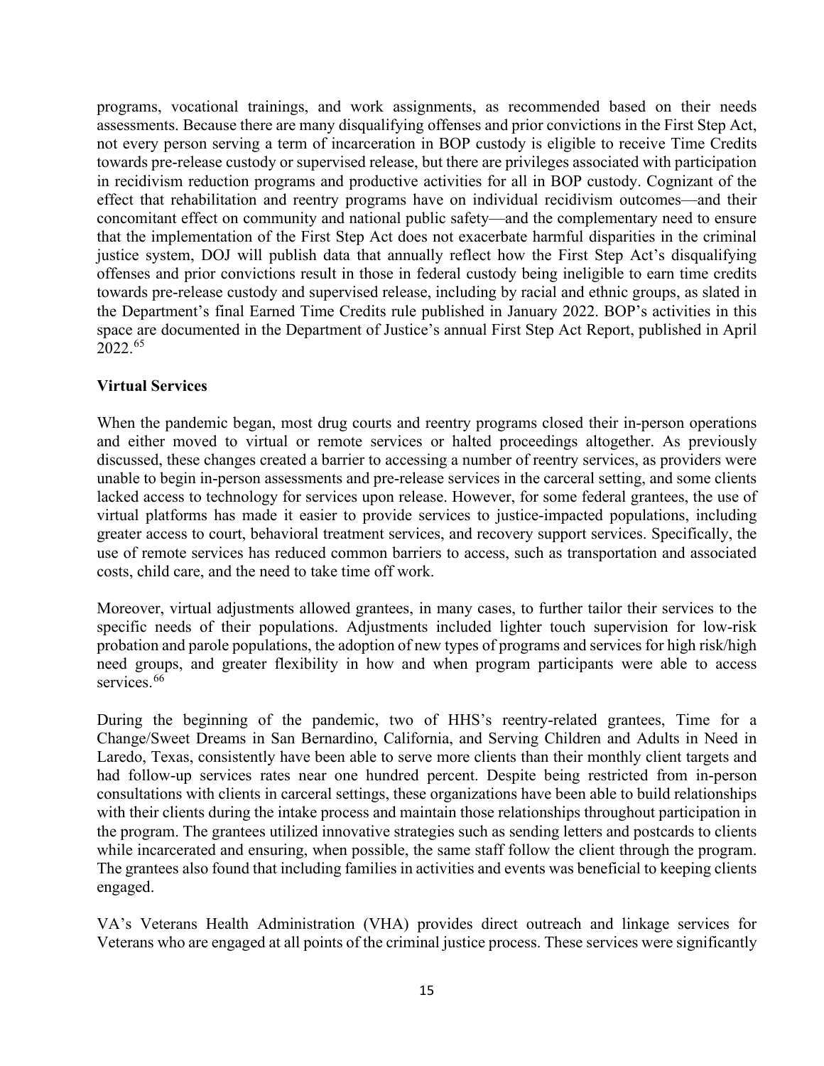programs, vocational trainings, and work assignments, as recommended based on their needs assessments. Because there are many disqualifying offenses and prior convictions in the First Step Act, not every person serving a term of incarceration in BOP custody is eligible to receive Time Credits towards pre-release custody or supervised release, but there are privileges associated with participation in recidivism reduction programs and productive activities for all in BOP custody. Cognizant of the effect that rehabilitation and reentry programs have on individual recidivism outcomes—and their concomitant effect on community and national public safety—and the complementary need to ensure that the implementation of the First Step Act does not exacerbate harmful disparities in the criminal justice system, DOJ will publish data that annually reflect how the First Step Act's disqualifying offenses and prior convictions result in those in federal custody being ineligible to earn time credits towards pre-release custody and supervised release, including by racial and ethnic groups, as slated in the Department's final Earned Time Credits rule published in January 2022. BOP's activities in this space are documented in the Department of Justice's annual First Step Act Report, published in April 2022.[65]

**Virtual Services**

When the pandemic began, most drug courts and reentry programs closed their in-person operations and either moved to virtual or remote services or halted proceedings altogether. As previously discussed, these changes created a barrier to accessing a number of reentry services, as providers were unable to begin in-person assessments and pre-release services in the carceral setting, and some clients lacked access to technology for services upon release. However, for some federal grantees, the use of virtual platforms has made it easier to provide services to justice-impacted populations, including greater access to court, behavioral treatment services, and recovery support services. Specifically, the use of remote services has reduced common barriers to access, such as transportation and associated costs, child care, and the need to take time off work.

Moreover, virtual adjustments allowed grantees, in many cases, to further tailor their services to the specific needs of their populations. Adjustments included lighter touch supervision for low-risk probation and parole populations, the adoption of new types of programs and services for high risk/high need groups, and greater flexibility in how and when program participants were able to access services.[66]

During the beginning of the pandemic, two of HHS's reentry-related grantees, Time for a Change/Sweet Dreams in San Bernardino, California, and Serving Children and Adults in Need in Laredo, Texas, consistently have been able to serve more clients than their monthly client targets and had follow-up services rates near one hundred percent. Despite being restricted from in-person consultations with clients in carceral settings, these organizations have been able to build relationships with their clients during the intake process and maintain those relationships throughout participation in the program. The grantees utilized innovative strategies such as sending letters and postcards to clients while incarcerated and ensuring, when possible, the same staff follow the client through the program. The grantees also found that including families in activities and events was beneficial to keeping clients engaged.

VA's Veterans Health Administration (VHA) provides direct outreach and linkage services for Veterans who are engaged at all points of the criminal justice process. These services were significantly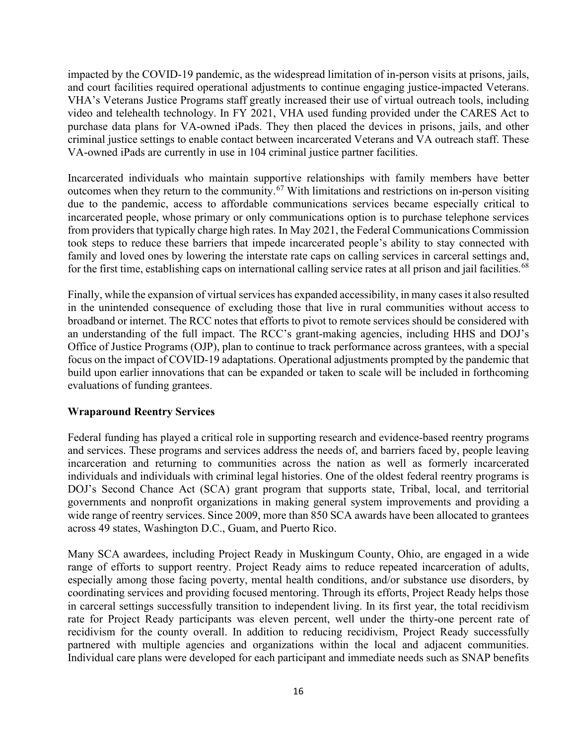impacted by the COVID-19 pandemic, as the widespread limitation of in-person visits at prisons, jails, and court facilities required operational adjustments to continue engaging justice-impacted Veterans. VHA's Veterans Justice Programs staff greatly increased their use of virtual outreach tools, including video and telehealth technology. In FY 2021, VHA used funding provided under the CARES Act to purchase data plans for VA-owned iPads. They then placed the devices in prisons, jails, and other criminal justice settings to enable contact between incarcerated Veterans and VA outreach staff. These VA-owned iPads are currently in use in 104 criminal justice partner facilities.

Incarcerated individuals who maintain supportive relationships with family members have better outcomes when they return to the community.[67] With limitations and restrictions on in-person visiting due to the pandemic, access to affordable communications services became especially critical to incarcerated people, whose primary or only communications option is to purchase telephone services from providers that typically charge high rates. In May 2021, the Federal Communications Commission took steps to reduce these barriers that impede incarcerated people's ability to stay connected with family and loved ones by lowering the interstate rate caps on calling services in carceral settings and, for the first time, establishing caps on international calling service rates at all prison and jail facilities.[68]

Finally, while the expansion of virtual services has expanded accessibility, in many cases it also resulted in the unintended consequence of excluding those that live in rural communities without access to broadband or internet. The RCC notes that efforts to pivot to remote services should be considered with an understanding of the full impact. The RCC's grant-making agencies, including HHS and DOJ's Office of Justice Programs (OJP), plan to continue to track performance across grantees, with a special focus on the impact of COVID-19 adaptations. Operational adjustments prompted by the pandemic that build upon earlier innovations that can be expanded or taken to scale will be included in forthcoming evaluations of funding grantees.

**Wraparound Reentry Services**

Federal funding has played a critical role in supporting research and evidence-based reentry programs and services. These programs and services address the needs of, and barriers faced by, people leaving incarceration and returning to communities across the nation as well as formerly incarcerated individuals and individuals with criminal legal histories. One of the oldest federal reentry programs is DOJ's Second Chance Act (SCA) grant program that supports state, Tribal, local, and territorial governments and nonprofit organizations in making general system improvements and providing a wide range of reentry services. Since 2009, more than 850 SCA awards have been allocated to grantees across 49 states, Washington D.C., Guam, and Puerto Rico.

Many SCA awardees, including Project Ready in Muskingum County, Ohio, are engaged in a wide range of efforts to support reentry. Project Ready aims to reduce repeated incarceration of adults, especially among those facing poverty, mental health conditions, and/or substance use disorders, by coordinating services and providing focused mentoring. Through its efforts, Project Ready helps those in carceral settings successfully transition to independent living. In its first year, the total recidivism rate for Project Ready participants was eleven percent, well under the thirty-one percent rate of recidivism for the county overall. In addition to reducing recidivism, Project Ready successfully partnered with multiple agencies and organizations within the local and adjacent communities. Individual care plans were developed for each participant and immediate needs such as SNAP benefits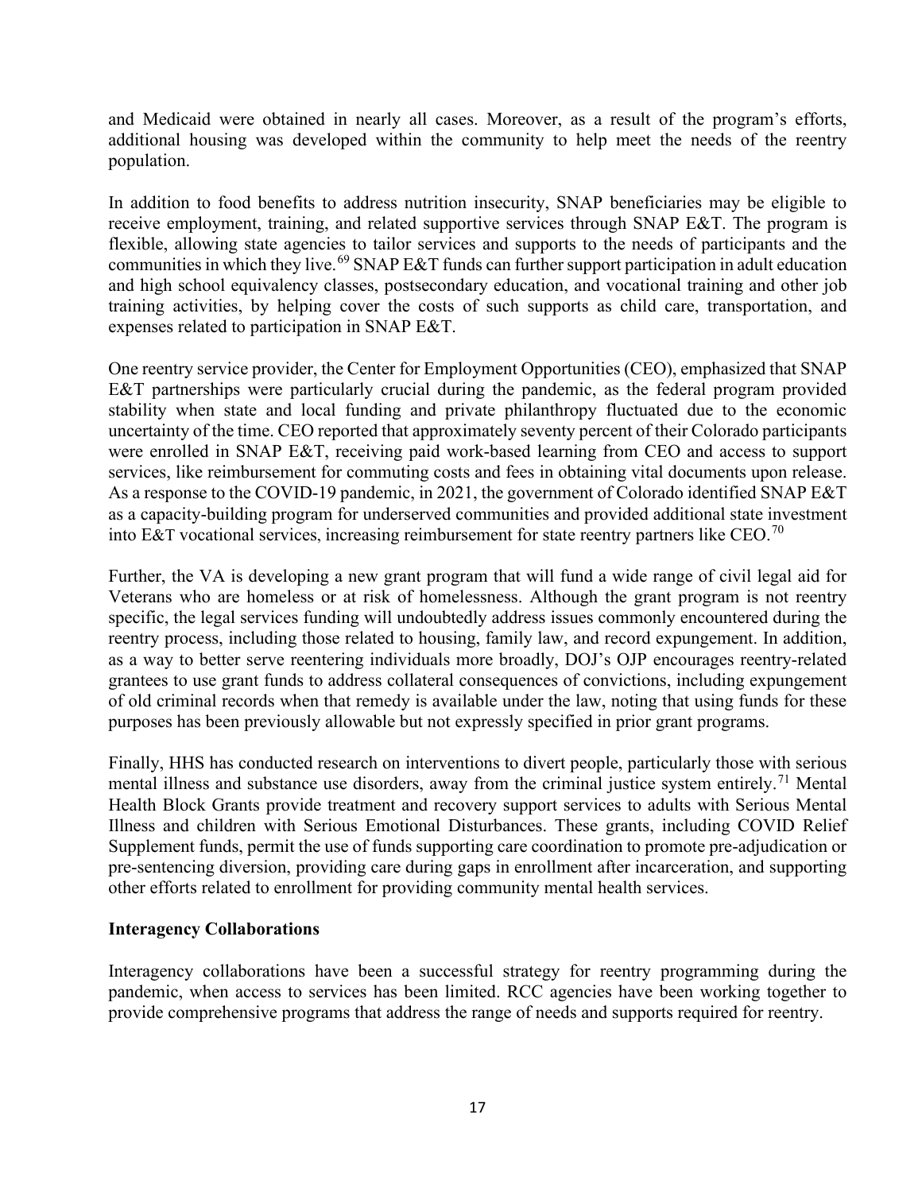and Medicaid were obtained in nearly all cases. Moreover, as a result of the program's efforts, additional housing was developed within the community to help meet the needs of the reentry population.

In addition to food benefits to address nutrition insecurity, SNAP beneficiaries may be eligible to receive employment, training, and related supportive services through SNAP E&T. The program is flexible, allowing state agencies to tailor services and supports to the needs of participants and the communities in which they live.[69] SNAP E&T funds can further support participation in adult education and high school equivalency classes, postsecondary education, and vocational training and other job training activities, by helping cover the costs of such supports as child care, transportation, and expenses related to participation in SNAP E&T.

One reentry service provider, the Center for Employment Opportunities (CEO), emphasized that SNAP E&T partnerships were particularly crucial during the pandemic, as the federal program provided stability when state and local funding and private philanthropy fluctuated due to the economic uncertainty of the time. CEO reported that approximately seventy percent of their Colorado participants were enrolled in SNAP E&T, receiving paid work-based learning from CEO and access to support services, like reimbursement for commuting costs and fees in obtaining vital documents upon release. As a response to the COVID-19 pandemic, in 2021, the government of Colorado identified SNAP E&T as a capacity-building program for underserved communities and provided additional state investment into E&T vocational services, increasing reimbursement for state reentry partners like CEO.[70]

Further, the VA is developing a new grant program that will fund a wide range of civil legal aid for Veterans who are homeless or at risk of homelessness. Although the grant program is not reentry specific, the legal services funding will undoubtedly address issues commonly encountered during the reentry process, including those related to housing, family law, and record expungement. In addition, as a way to better serve reentering individuals more broadly, DOJ's OJP encourages reentry-related grantees to use grant funds to address collateral consequences of convictions, including expungement of old criminal records when that remedy is available under the law, noting that using funds for these purposes has been previously allowable but not expressly specified in prior grant programs.

Finally, HHS has conducted research on interventions to divert people, particularly those with serious mental illness and substance use disorders, away from the criminal justice system entirely.[71] Mental Health Block Grants provide treatment and recovery support services to adults with Serious Mental Illness and children with Serious Emotional Disturbances. These grants, including COVID Relief Supplement funds, permit the use of funds supporting care coordination to promote pre-adjudication or pre-sentencing diversion, providing care during gaps in enrollment after incarceration, and supporting other efforts related to enrollment for providing community mental health services.

**Interagency Collaborations**

Interagency collaborations have been a successful strategy for reentry programming during the pandemic, when access to services has been limited. RCC agencies have been working together to provide comprehensive programs that address the range of needs and supports required for reentry.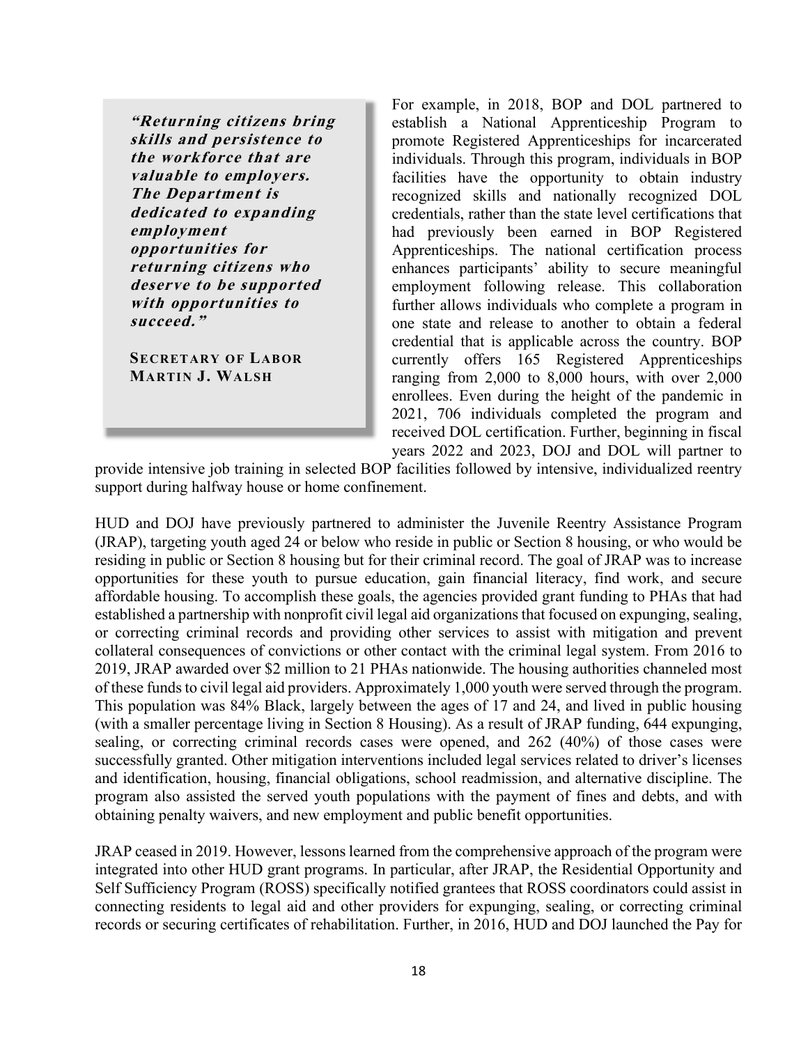> ***"Returning citizens bring skills and persistence to the workforce that are valuable to employers. The Department is dedicated to expanding employment opportunities for returning citizens who deserve to be supported with opportunities to succeed."***
>
> **SECRETARY OF LABOR MARTIN J. WALSH**

For example, in 2018, BOP and DOL partnered to establish a National Apprenticeship Program to promote Registered Apprenticeships for incarcerated individuals. Through this program, individuals in BOP facilities have the opportunity to obtain industry recognized skills and nationally recognized DOL credentials, rather than the state level certifications that had previously been earned in BOP Registered Apprenticeships. The national certification process enhances participants' ability to secure meaningful employment following release. This collaboration further allows individuals who complete a program in one state and release to another to obtain a federal credential that is applicable across the country. BOP currently offers 165 Registered Apprenticeships ranging from 2,000 to 8,000 hours, with over 2,000 enrollees. Even during the height of the pandemic in 2021, 706 individuals completed the program and received DOL certification. Further, beginning in fiscal years 2022 and 2023, DOJ and DOL will partner to provide intensive job training in selected BOP facilities followed by intensive, individualized reentry support during halfway house or home confinement.

HUD and DOJ have previously partnered to administer the Juvenile Reentry Assistance Program (JRAP), targeting youth aged 24 or below who reside in public or Section 8 housing, or who would be residing in public or Section 8 housing but for their criminal record. The goal of JRAP was to increase opportunities for these youth to pursue education, gain financial literacy, find work, and secure affordable housing. To accomplish these goals, the agencies provided grant funding to PHAs that had established a partnership with nonprofit civil legal aid organizations that focused on expunging, sealing, or correcting criminal records and providing other services to assist with mitigation and prevent collateral consequences of convictions or other contact with the criminal legal system. From 2016 to 2019, JRAP awarded over $2 million to 21 PHAs nationwide. The housing authorities channeled most of these funds to civil legal aid providers. Approximately 1,000 youth were served through the program. This population was 84% Black, largely between the ages of 17 and 24, and lived in public housing (with a smaller percentage living in Section 8 Housing). As a result of JRAP funding, 644 expunging, sealing, or correcting criminal records cases were opened, and 262 (40%) of those cases were successfully granted. Other mitigation interventions included legal services related to driver's licenses and identification, housing, financial obligations, school readmission, and alternative discipline. The program also assisted the served youth populations with the payment of fines and debts, and with obtaining penalty waivers, and new employment and public benefit opportunities.

JRAP ceased in 2019. However, lessons learned from the comprehensive approach of the program were integrated into other HUD grant programs. In particular, after JRAP, the Residential Opportunity and Self Sufficiency Program (ROSS) specifically notified grantees that ROSS coordinators could assist in connecting residents to legal aid and other providers for expunging, sealing, or correcting criminal records or securing certificates of rehabilitation. Further, in 2016, HUD and DOJ launched the Pay for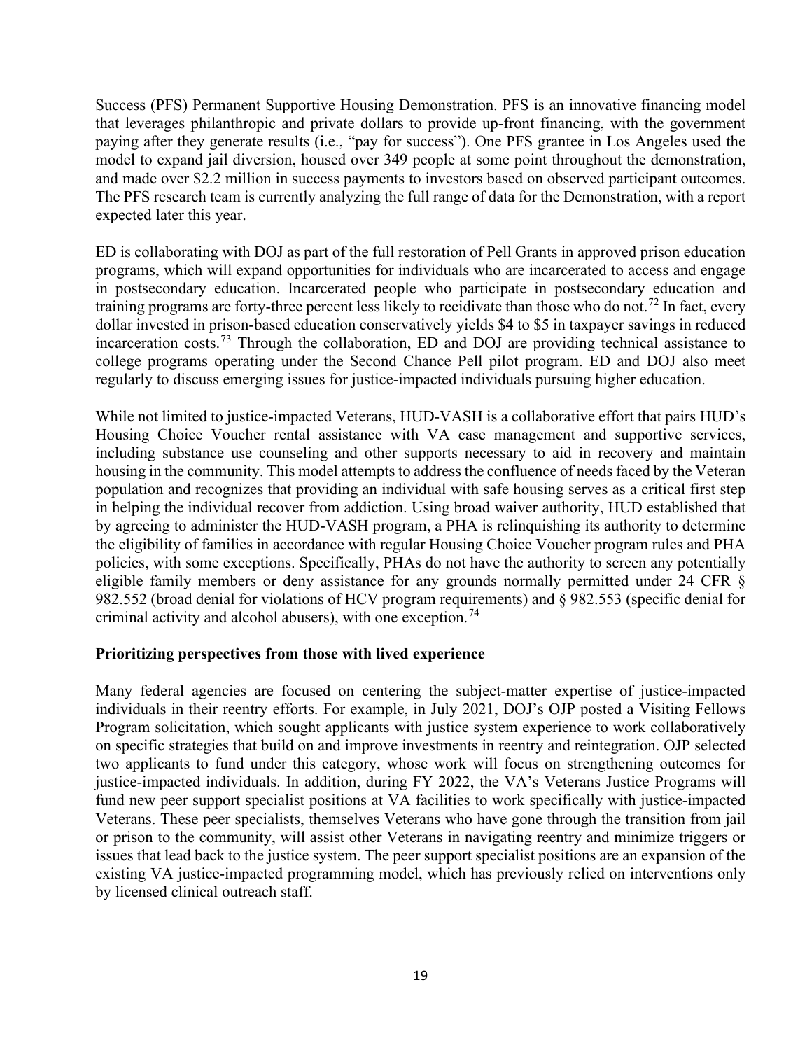Success (PFS) Permanent Supportive Housing Demonstration. PFS is an innovative financing model that leverages philanthropic and private dollars to provide up-front financing, with the government paying after they generate results (i.e., "pay for success"). One PFS grantee in Los Angeles used the model to expand jail diversion, housed over 349 people at some point throughout the demonstration, and made over $2.2 million in success payments to investors based on observed participant outcomes. The PFS research team is currently analyzing the full range of data for the Demonstration, with a report expected later this year.

ED is collaborating with DOJ as part of the full restoration of Pell Grants in approved prison education programs, which will expand opportunities for individuals who are incarcerated to access and engage in postsecondary education. Incarcerated people who participate in postsecondary education and training programs are forty-three percent less likely to recidivate than those who do not.[72] In fact, every dollar invested in prison-based education conservatively yields $4 to $5 in taxpayer savings in reduced incarceration costs.[73] Through the collaboration, ED and DOJ are providing technical assistance to college programs operating under the Second Chance Pell pilot program. ED and DOJ also meet regularly to discuss emerging issues for justice-impacted individuals pursuing higher education.

While not limited to justice-impacted Veterans, HUD-VASH is a collaborative effort that pairs HUD's Housing Choice Voucher rental assistance with VA case management and supportive services, including substance use counseling and other supports necessary to aid in recovery and maintain housing in the community. This model attempts to address the confluence of needs faced by the Veteran population and recognizes that providing an individual with safe housing serves as a critical first step in helping the individual recover from addiction. Using broad waiver authority, HUD established that by agreeing to administer the HUD-VASH program, a PHA is relinquishing its authority to determine the eligibility of families in accordance with regular Housing Choice Voucher program rules and PHA policies, with some exceptions. Specifically, PHAs do not have the authority to screen any potentially eligible family members or deny assistance for any grounds normally permitted under 24 CFR § 982.552 (broad denial for violations of HCV program requirements) and § 982.553 (specific denial for criminal activity and alcohol abusers), with one exception.[74]

**Prioritizing perspectives from those with lived experience**

Many federal agencies are focused on centering the subject-matter expertise of justice-impacted individuals in their reentry efforts. For example, in July 2021, DOJ's OJP posted a Visiting Fellows Program solicitation, which sought applicants with justice system experience to work collaboratively on specific strategies that build on and improve investments in reentry and reintegration. OJP selected two applicants to fund under this category, whose work will focus on strengthening outcomes for justice-impacted individuals. In addition, during FY 2022, the VA's Veterans Justice Programs will fund new peer support specialist positions at VA facilities to work specifically with justice-impacted Veterans. These peer specialists, themselves Veterans who have gone through the transition from jail or prison to the community, will assist other Veterans in navigating reentry and minimize triggers or issues that lead back to the justice system. The peer support specialist positions are an expansion of the existing VA justice-impacted programming model, which has previously relied on interventions only by licensed clinical outreach staff.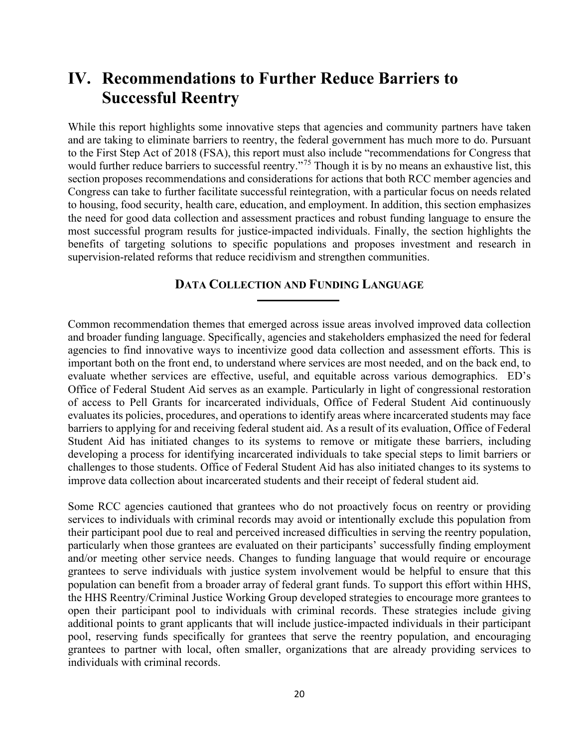# IV. Recommendations to Further Reduce Barriers to Successful Reentry

While this report highlights some innovative steps that agencies and community partners have taken and are taking to eliminate barriers to reentry, the federal government has much more to do. Pursuant to the First Step Act of 2018 (FSA), this report must also include "recommendations for Congress that would further reduce barriers to successful reentry."[75] Though it is by no means an exhaustive list, this section proposes recommendations and considerations for actions that both RCC member agencies and Congress can take to further facilitate successful reintegration, with a particular focus on needs related to housing, food security, health care, education, and employment. In addition, this section emphasizes the need for good data collection and assessment practices and robust funding language to ensure the most successful program results for justice-impacted individuals. Finally, the section highlights the benefits of targeting solutions to specific populations and proposes investment and research in supervision-related reforms that reduce recidivism and strengthen communities.

## Data Collection and Funding Language

Common recommendation themes that emerged across issue areas involved improved data collection and broader funding language. Specifically, agencies and stakeholders emphasized the need for federal agencies to find innovative ways to incentivize good data collection and assessment efforts. This is important both on the front end, to understand where services are most needed, and on the back end, to evaluate whether services are effective, useful, and equitable across various demographics. ED's Office of Federal Student Aid serves as an example. Particularly in light of congressional restoration of access to Pell Grants for incarcerated individuals, Office of Federal Student Aid continuously evaluates its policies, procedures, and operations to identify areas where incarcerated students may face barriers to applying for and receiving federal student aid. As a result of its evaluation, Office of Federal Student Aid has initiated changes to its systems to remove or mitigate these barriers, including developing a process for identifying incarcerated individuals to take special steps to limit barriers or challenges to those students. Office of Federal Student Aid has also initiated changes to its systems to improve data collection about incarcerated students and their receipt of federal student aid.

Some RCC agencies cautioned that grantees who do not proactively focus on reentry or providing services to individuals with criminal records may avoid or intentionally exclude this population from their participant pool due to real and perceived increased difficulties in serving the reentry population, particularly when those grantees are evaluated on their participants' successfully finding employment and/or meeting other service needs. Changes to funding language that would require or encourage grantees to serve individuals with justice system involvement would be helpful to ensure that this population can benefit from a broader array of federal grant funds. To support this effort within HHS, the HHS Reentry/Criminal Justice Working Group developed strategies to encourage more grantees to open their participant pool to individuals with criminal records. These strategies include giving additional points to grant applicants that will include justice-impacted individuals in their participant pool, reserving funds specifically for grantees that serve the reentry population, and encouraging grantees to partner with local, often smaller, organizations that are already providing services to individuals with criminal records.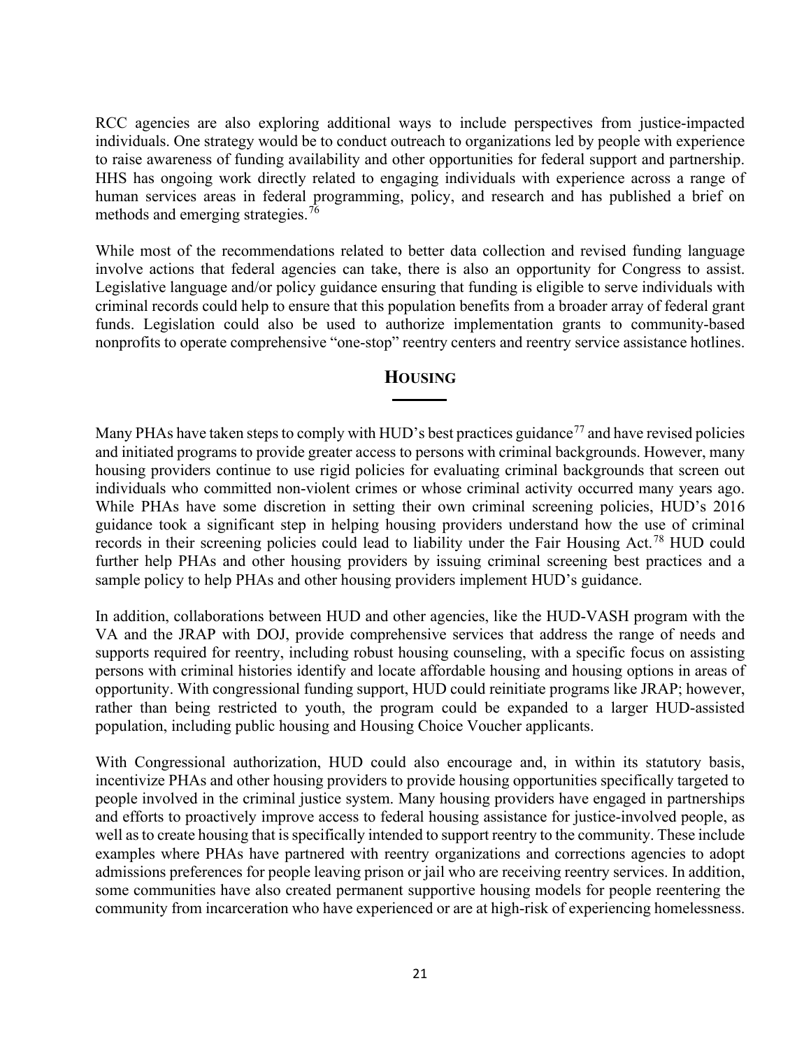RCC agencies are also exploring additional ways to include perspectives from justice-impacted individuals. One strategy would be to conduct outreach to organizations led by people with experience to raise awareness of funding availability and other opportunities for federal support and partnership. HHS has ongoing work directly related to engaging individuals with experience across a range of human services areas in federal programming, policy, and research and has published a brief on methods and emerging strategies.[76]

While most of the recommendations related to better data collection and revised funding language involve actions that federal agencies can take, there is also an opportunity for Congress to assist. Legislative language and/or policy guidance ensuring that funding is eligible to serve individuals with criminal records could help to ensure that this population benefits from a broader array of federal grant funds. Legislation could also be used to authorize implementation grants to community-based nonprofits to operate comprehensive "one-stop" reentry centers and reentry service assistance hotlines.

## HOUSING

Many PHAs have taken steps to comply with HUD's best practices guidance[77] and have revised policies and initiated programs to provide greater access to persons with criminal backgrounds. However, many housing providers continue to use rigid policies for evaluating criminal backgrounds that screen out individuals who committed non-violent crimes or whose criminal activity occurred many years ago. While PHAs have some discretion in setting their own criminal screening policies, HUD's 2016 guidance took a significant step in helping housing providers understand how the use of criminal records in their screening policies could lead to liability under the Fair Housing Act.[78] HUD could further help PHAs and other housing providers by issuing criminal screening best practices and a sample policy to help PHAs and other housing providers implement HUD's guidance.

In addition, collaborations between HUD and other agencies, like the HUD-VASH program with the VA and the JRAP with DOJ, provide comprehensive services that address the range of needs and supports required for reentry, including robust housing counseling, with a specific focus on assisting persons with criminal histories identify and locate affordable housing and housing options in areas of opportunity. With congressional funding support, HUD could reinitiate programs like JRAP; however, rather than being restricted to youth, the program could be expanded to a larger HUD-assisted population, including public housing and Housing Choice Voucher applicants.

With Congressional authorization, HUD could also encourage and, in within its statutory basis, incentivize PHAs and other housing providers to provide housing opportunities specifically targeted to people involved in the criminal justice system. Many housing providers have engaged in partnerships and efforts to proactively improve access to federal housing assistance for justice-involved people, as well as to create housing that is specifically intended to support reentry to the community. These include examples where PHAs have partnered with reentry organizations and corrections agencies to adopt admissions preferences for people leaving prison or jail who are receiving reentry services. In addition, some communities have also created permanent supportive housing models for people reentering the community from incarceration who have experienced or are at high-risk of experiencing homelessness.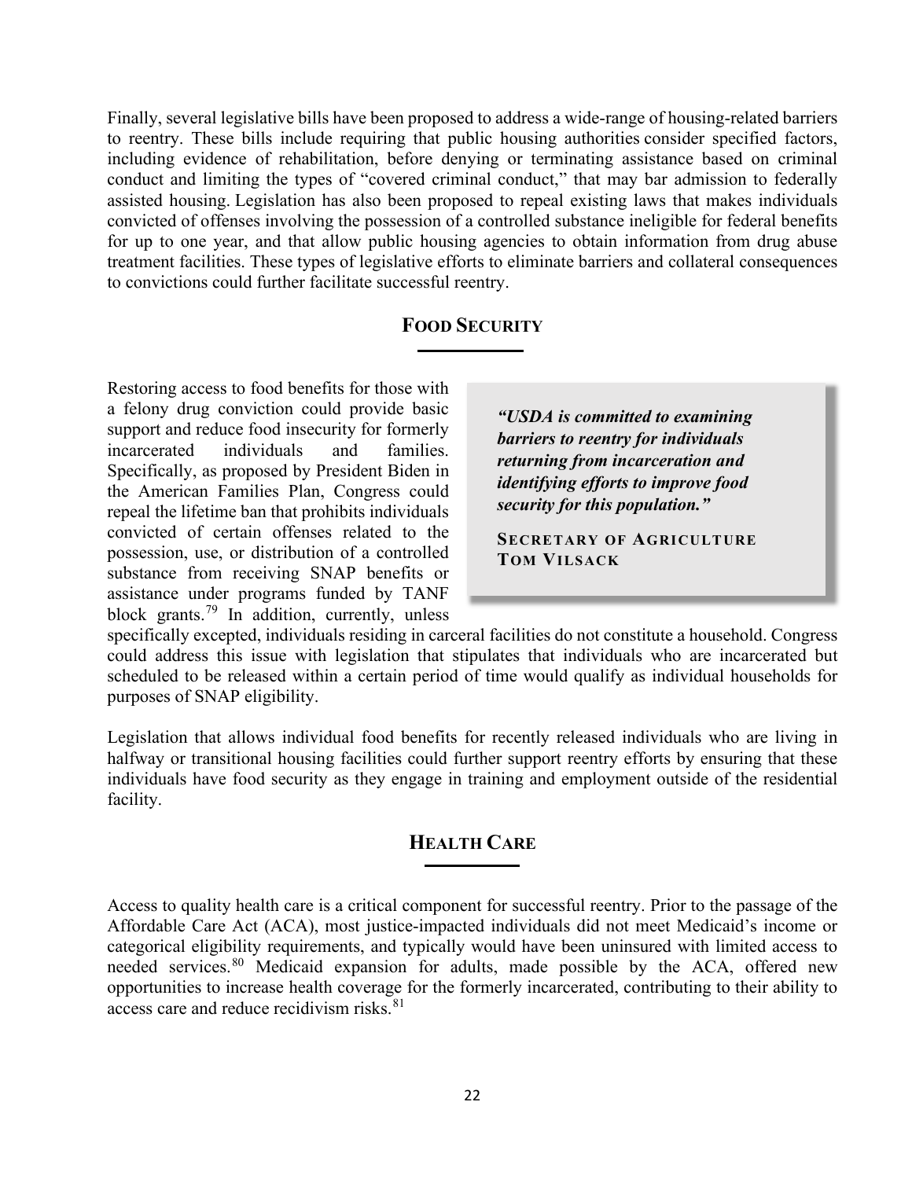Finally, several legislative bills have been proposed to address a wide-range of housing-related barriers to reentry. These bills include requiring that public housing authorities consider specified factors, including evidence of rehabilitation, before denying or terminating assistance based on criminal conduct and limiting the types of "covered criminal conduct," that may bar admission to federally assisted housing. Legislation has also been proposed to repeal existing laws that makes individuals convicted of offenses involving the possession of a controlled substance ineligible for federal benefits for up to one year, and that allow public housing agencies to obtain information from drug abuse treatment facilities. These types of legislative efforts to eliminate barriers and collateral consequences to convictions could further facilitate successful reentry.

## FOOD SECURITY

> ***"USDA is committed to examining barriers to reentry for individuals returning from incarceration and identifying efforts to improve food security for this population."***
>
> **SECRETARY OF AGRICULTURE TOM VILSACK**

Restoring access to food benefits for those with a felony drug conviction could provide basic support and reduce food insecurity for formerly incarcerated individuals and families. Specifically, as proposed by President Biden in the American Families Plan, Congress could repeal the lifetime ban that prohibits individuals convicted of certain offenses related to the possession, use, or distribution of a controlled substance from receiving SNAP benefits or assistance under programs funded by TANF block grants.[79] In addition, currently, unless specifically excepted, individuals residing in carceral facilities do not constitute a household. Congress could address this issue with legislation that stipulates that individuals who are incarcerated but scheduled to be released within a certain period of time would qualify as individual households for purposes of SNAP eligibility.

Legislation that allows individual food benefits for recently released individuals who are living in halfway or transitional housing facilities could further support reentry efforts by ensuring that these individuals have food security as they engage in training and employment outside of the residential facility.

## HEALTH CARE

Access to quality health care is a critical component for successful reentry. Prior to the passage of the Affordable Care Act (ACA), most justice-impacted individuals did not meet Medicaid's income or categorical eligibility requirements, and typically would have been uninsured with limited access to needed services.[80] Medicaid expansion for adults, made possible by the ACA, offered new opportunities to increase health coverage for the formerly incarcerated, contributing to their ability to access care and reduce recidivism risks.[81]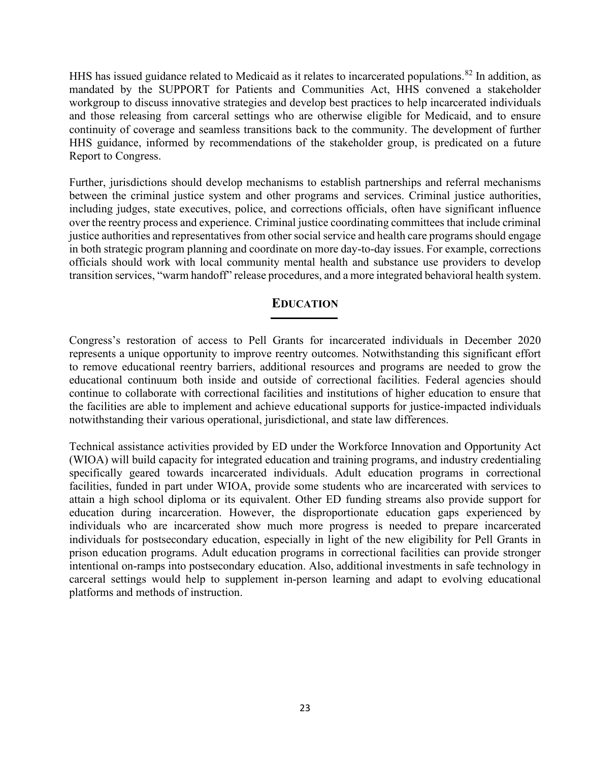HHS has issued guidance related to Medicaid as it relates to incarcerated populations.[82] In addition, as mandated by the SUPPORT for Patients and Communities Act, HHS convened a stakeholder workgroup to discuss innovative strategies and develop best practices to help incarcerated individuals and those releasing from carceral settings who are otherwise eligible for Medicaid, and to ensure continuity of coverage and seamless transitions back to the community. The development of further HHS guidance, informed by recommendations of the stakeholder group, is predicated on a future Report to Congress.

Further, jurisdictions should develop mechanisms to establish partnerships and referral mechanisms between the criminal justice system and other programs and services. Criminal justice authorities, including judges, state executives, police, and corrections officials, often have significant influence over the reentry process and experience. Criminal justice coordinating committees that include criminal justice authorities and representatives from other social service and health care programs should engage in both strategic program planning and coordinate on more day-to-day issues. For example, corrections officials should work with local community mental health and substance use providers to develop transition services, "warm handoff" release procedures, and a more integrated behavioral health system.

## EDUCATION

Congress's restoration of access to Pell Grants for incarcerated individuals in December 2020 represents a unique opportunity to improve reentry outcomes. Notwithstanding this significant effort to remove educational reentry barriers, additional resources and programs are needed to grow the educational continuum both inside and outside of correctional facilities. Federal agencies should continue to collaborate with correctional facilities and institutions of higher education to ensure that the facilities are able to implement and achieve educational supports for justice-impacted individuals notwithstanding their various operational, jurisdictional, and state law differences.

Technical assistance activities provided by ED under the Workforce Innovation and Opportunity Act (WIOA) will build capacity for integrated education and training programs, and industry credentialing specifically geared towards incarcerated individuals. Adult education programs in correctional facilities, funded in part under WIOA, provide some students who are incarcerated with services to attain a high school diploma or its equivalent. Other ED funding streams also provide support for education during incarceration. However, the disproportionate education gaps experienced by individuals who are incarcerated show much more progress is needed to prepare incarcerated individuals for postsecondary education, especially in light of the new eligibility for Pell Grants in prison education programs. Adult education programs in correctional facilities can provide stronger intentional on-ramps into postsecondary education. Also, additional investments in safe technology in carceral settings would help to supplement in-person learning and adapt to evolving educational platforms and methods of instruction.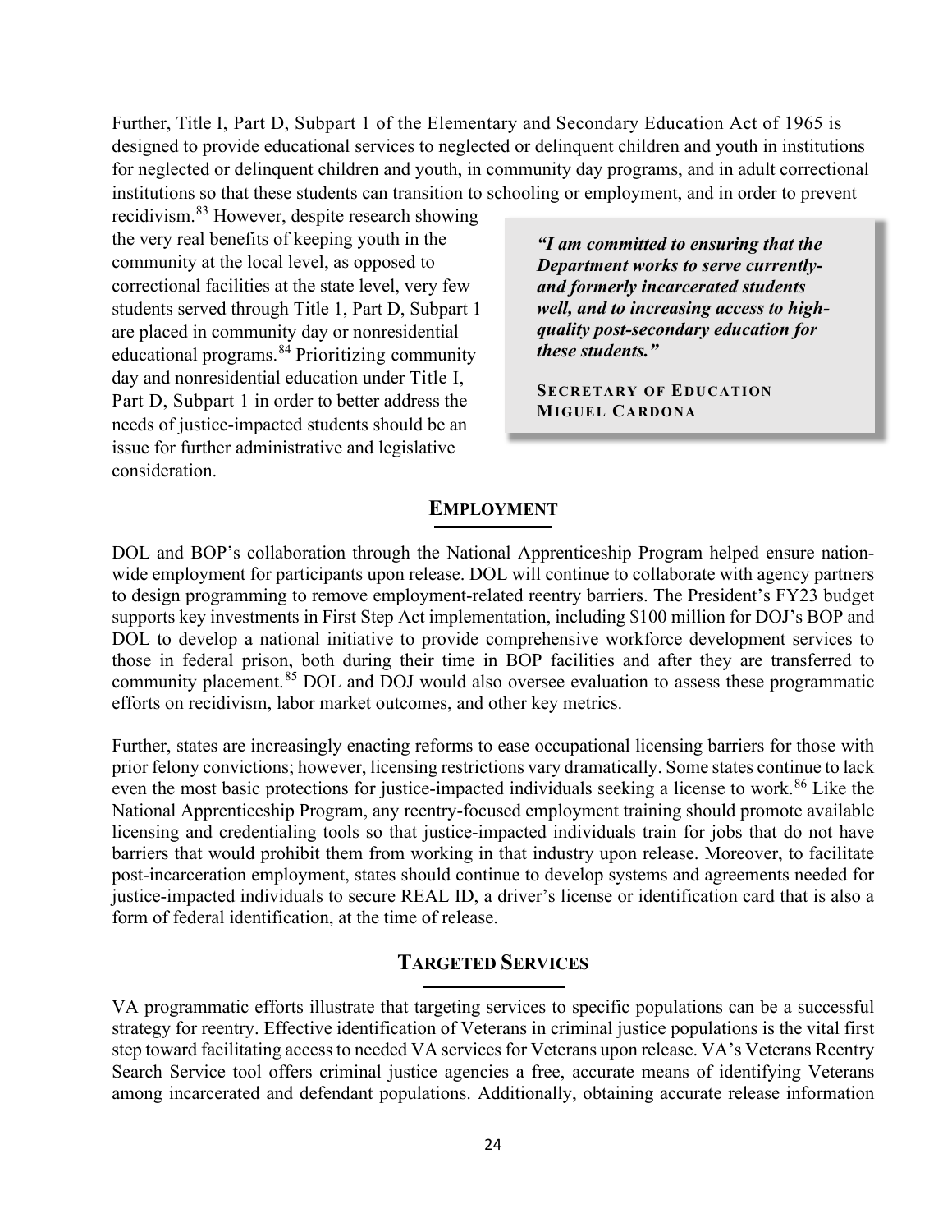Further, Title I, Part D, Subpart 1 of the Elementary and Secondary Education Act of 1965 is designed to provide educational services to neglected or delinquent children and youth in institutions for neglected or delinquent children and youth, in community day programs, and in adult correctional institutions so that these students can transition to schooling or employment, and in order to prevent recidivism.[83] However, despite research showing the very real benefits of keeping youth in the community at the local level, as opposed to correctional facilities at the state level, very few students served through Title 1, Part D, Subpart 1 are placed in community day or nonresidential educational programs.[84] Prioritizing community day and nonresidential education under Title I, Part D, Subpart 1 in order to better address the needs of justice-impacted students should be an issue for further administrative and legislative consideration.

> ***"I am committed to ensuring that the Department works to serve currently- and formerly incarcerated students well, and to increasing access to high-quality post-secondary education for these students."***
>
> **SECRETARY OF EDUCATION MIGUEL CARDONA**

## EMPLOYMENT

DOL and BOP's collaboration through the National Apprenticeship Program helped ensure nation-wide employment for participants upon release. DOL will continue to collaborate with agency partners to design programming to remove employment-related reentry barriers. The President's FY23 budget supports key investments in First Step Act implementation, including $100 million for DOJ's BOP and DOL to develop a national initiative to provide comprehensive workforce development services to those in federal prison, both during their time in BOP facilities and after they are transferred to community placement.[85] DOL and DOJ would also oversee evaluation to assess these programmatic efforts on recidivism, labor market outcomes, and other key metrics.

Further, states are increasingly enacting reforms to ease occupational licensing barriers for those with prior felony convictions; however, licensing restrictions vary dramatically. Some states continue to lack even the most basic protections for justice-impacted individuals seeking a license to work.[86] Like the National Apprenticeship Program, any reentry-focused employment training should promote available licensing and credentialing tools so that justice-impacted individuals train for jobs that do not have barriers that would prohibit them from working in that industry upon release. Moreover, to facilitate post-incarceration employment, states should continue to develop systems and agreements needed for justice-impacted individuals to secure REAL ID, a driver's license or identification card that is also a form of federal identification, at the time of release.

## TARGETED SERVICES

VA programmatic efforts illustrate that targeting services to specific populations can be a successful strategy for reentry. Effective identification of Veterans in criminal justice populations is the vital first step toward facilitating access to needed VA services for Veterans upon release. VA's Veterans Reentry Search Service tool offers criminal justice agencies a free, accurate means of identifying Veterans among incarcerated and defendant populations. Additionally, obtaining accurate release information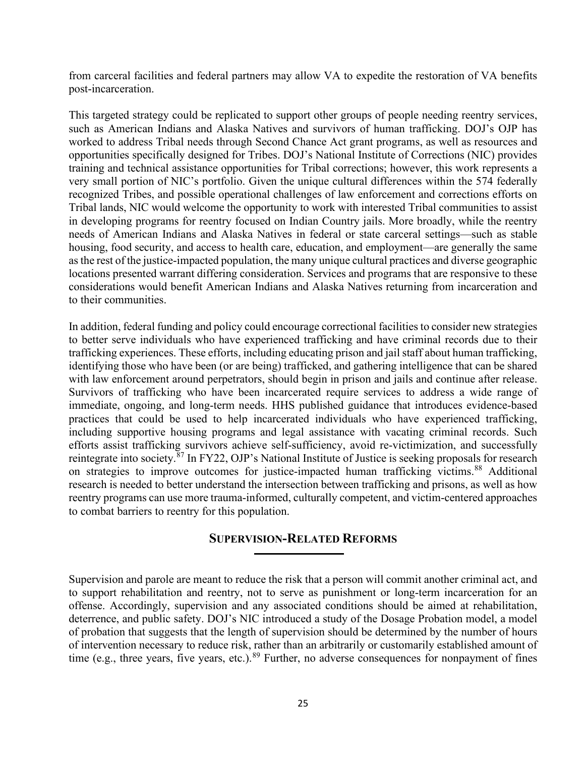from carceral facilities and federal partners may allow VA to expedite the restoration of VA benefits post-incarceration.

This targeted strategy could be replicated to support other groups of people needing reentry services, such as American Indians and Alaska Natives and survivors of human trafficking. DOJ's OJP has worked to address Tribal needs through Second Chance Act grant programs, as well as resources and opportunities specifically designed for Tribes. DOJ's National Institute of Corrections (NIC) provides training and technical assistance opportunities for Tribal corrections; however, this work represents a very small portion of NIC's portfolio. Given the unique cultural differences within the 574 federally recognized Tribes, and possible operational challenges of law enforcement and corrections efforts on Tribal lands, NIC would welcome the opportunity to work with interested Tribal communities to assist in developing programs for reentry focused on Indian Country jails. More broadly, while the reentry needs of American Indians and Alaska Natives in federal or state carceral settings—such as stable housing, food security, and access to health care, education, and employment—are generally the same as the rest of the justice-impacted population, the many unique cultural practices and diverse geographic locations presented warrant differing consideration. Services and programs that are responsive to these considerations would benefit American Indians and Alaska Natives returning from incarceration and to their communities.

In addition, federal funding and policy could encourage correctional facilities to consider new strategies to better serve individuals who have experienced trafficking and have criminal records due to their trafficking experiences. These efforts, including educating prison and jail staff about human trafficking, identifying those who have been (or are being) trafficked, and gathering intelligence that can be shared with law enforcement around perpetrators, should begin in prison and jails and continue after release. Survivors of trafficking who have been incarcerated require services to address a wide range of immediate, ongoing, and long-term needs. HHS published guidance that introduces evidence-based practices that could be used to help incarcerated individuals who have experienced trafficking, including supportive housing programs and legal assistance with vacating criminal records. Such efforts assist trafficking survivors achieve self-sufficiency, avoid re-victimization, and successfully reintegrate into society.[87] In FY22, OJP's National Institute of Justice is seeking proposals for research on strategies to improve outcomes for justice-impacted human trafficking victims.[88] Additional research is needed to better understand the intersection between trafficking and prisons, as well as how reentry programs can use more trauma-informed, culturally competent, and victim-centered approaches to combat barriers to reentry for this population.

## Supervision-Related Reforms

Supervision and parole are meant to reduce the risk that a person will commit another criminal act, and to support rehabilitation and reentry, not to serve as punishment or long-term incarceration for an offense. Accordingly, supervision and any associated conditions should be aimed at rehabilitation, deterrence, and public safety. DOJ's NIC introduced a study of the Dosage Probation model, a model of probation that suggests that the length of supervision should be determined by the number of hours of intervention necessary to reduce risk, rather than an arbitrarily or customarily established amount of time (e.g., three years, five years, etc.).[89] Further, no adverse consequences for nonpayment of fines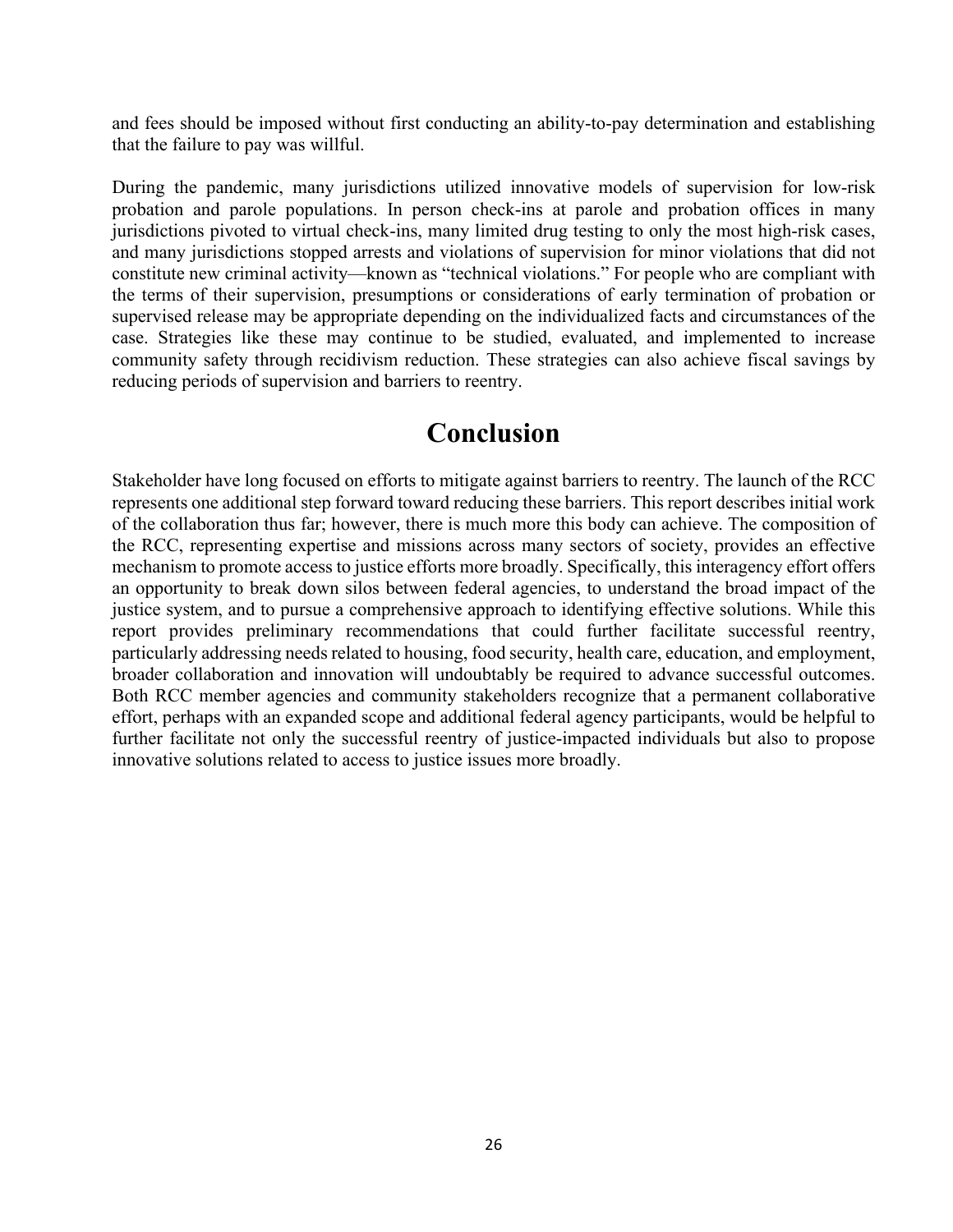and fees should be imposed without first conducting an ability-to-pay determination and establishing that the failure to pay was willful.

During the pandemic, many jurisdictions utilized innovative models of supervision for low-risk probation and parole populations. In person check-ins at parole and probation offices in many jurisdictions pivoted to virtual check-ins, many limited drug testing to only the most high-risk cases, and many jurisdictions stopped arrests and violations of supervision for minor violations that did not constitute new criminal activity—known as "technical violations." For people who are compliant with the terms of their supervision, presumptions or considerations of early termination of probation or supervised release may be appropriate depending on the individualized facts and circumstances of the case. Strategies like these may continue to be studied, evaluated, and implemented to increase community safety through recidivism reduction. These strategies can also achieve fiscal savings by reducing periods of supervision and barriers to reentry.

# Conclusion

Stakeholder have long focused on efforts to mitigate against barriers to reentry. The launch of the RCC represents one additional step forward toward reducing these barriers. This report describes initial work of the collaboration thus far; however, there is much more this body can achieve. The composition of the RCC, representing expertise and missions across many sectors of society, provides an effective mechanism to promote access to justice efforts more broadly. Specifically, this interagency effort offers an opportunity to break down silos between federal agencies, to understand the broad impact of the justice system, and to pursue a comprehensive approach to identifying effective solutions. While this report provides preliminary recommendations that could further facilitate successful reentry, particularly addressing needs related to housing, food security, health care, education, and employment, broader collaboration and innovation will undoubtably be required to advance successful outcomes. Both RCC member agencies and community stakeholders recognize that a permanent collaborative effort, perhaps with an expanded scope and additional federal agency participants, would be helpful to further facilitate not only the successful reentry of justice-impacted individuals but also to propose innovative solutions related to access to justice issues more broadly.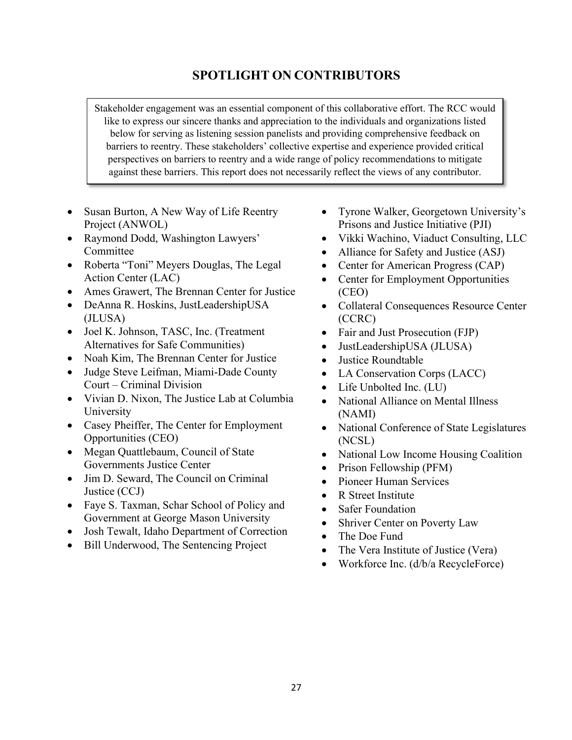## SPOTLIGHT ON CONTRIBUTORS

Stakeholder engagement was an essential component of this collaborative effort. The RCC would like to express our sincere thanks and appreciation to the individuals and organizations listed below for serving as listening session panelists and providing comprehensive feedback on barriers to reentry. These stakeholders' collective expertise and experience provided critical perspectives on barriers to reentry and a wide range of policy recommendations to mitigate against these barriers. This report does not necessarily reflect the views of any contributor.

- Susan Burton, A New Way of Life Reentry Project (ANWOL)
- Raymond Dodd, Washington Lawyers' Committee
- Roberta "Toni" Meyers Douglas, The Legal Action Center (LAC)
- Ames Grawert, The Brennan Center for Justice
- DeAnna R. Hoskins, JustLeadershipUSA (JLUSA)
- Joel K. Johnson, TASC, Inc. (Treatment Alternatives for Safe Communities)
- Noah Kim, The Brennan Center for Justice
- Judge Steve Leifman, Miami-Dade County Court – Criminal Division
- Vivian D. Nixon, The Justice Lab at Columbia University
- Casey Pheiffer, The Center for Employment Opportunities (CEO)
- Megan Quattlebaum, Council of State Governments Justice Center
- Jim D. Seward, The Council on Criminal Justice (CCJ)
- Faye S. Taxman, Schar School of Policy and Government at George Mason University
- Josh Tewalt, Idaho Department of Correction
- Bill Underwood, The Sentencing Project
- Tyrone Walker, Georgetown University's Prisons and Justice Initiative (PJI)
- Vikki Wachino, Viaduct Consulting, LLC
- Alliance for Safety and Justice (ASJ)
- Center for American Progress (CAP)
- Center for Employment Opportunities (CEO)
- Collateral Consequences Resource Center (CCRC)
- Fair and Just Prosecution (FJP)
- JustLeadershipUSA (JLUSA)
- Justice Roundtable
- LA Conservation Corps (LACC)
- Life Unbolted Inc. (LU)
- National Alliance on Mental Illness (NAMI)
- National Conference of State Legislatures (NCSL)
- National Low Income Housing Coalition
- Prison Fellowship (PFM)
- Pioneer Human Services
- R Street Institute
- Safer Foundation
- Shriver Center on Poverty Law
- The Doe Fund
- The Vera Institute of Justice (Vera)
- Workforce Inc. (d/b/a RecycleForce)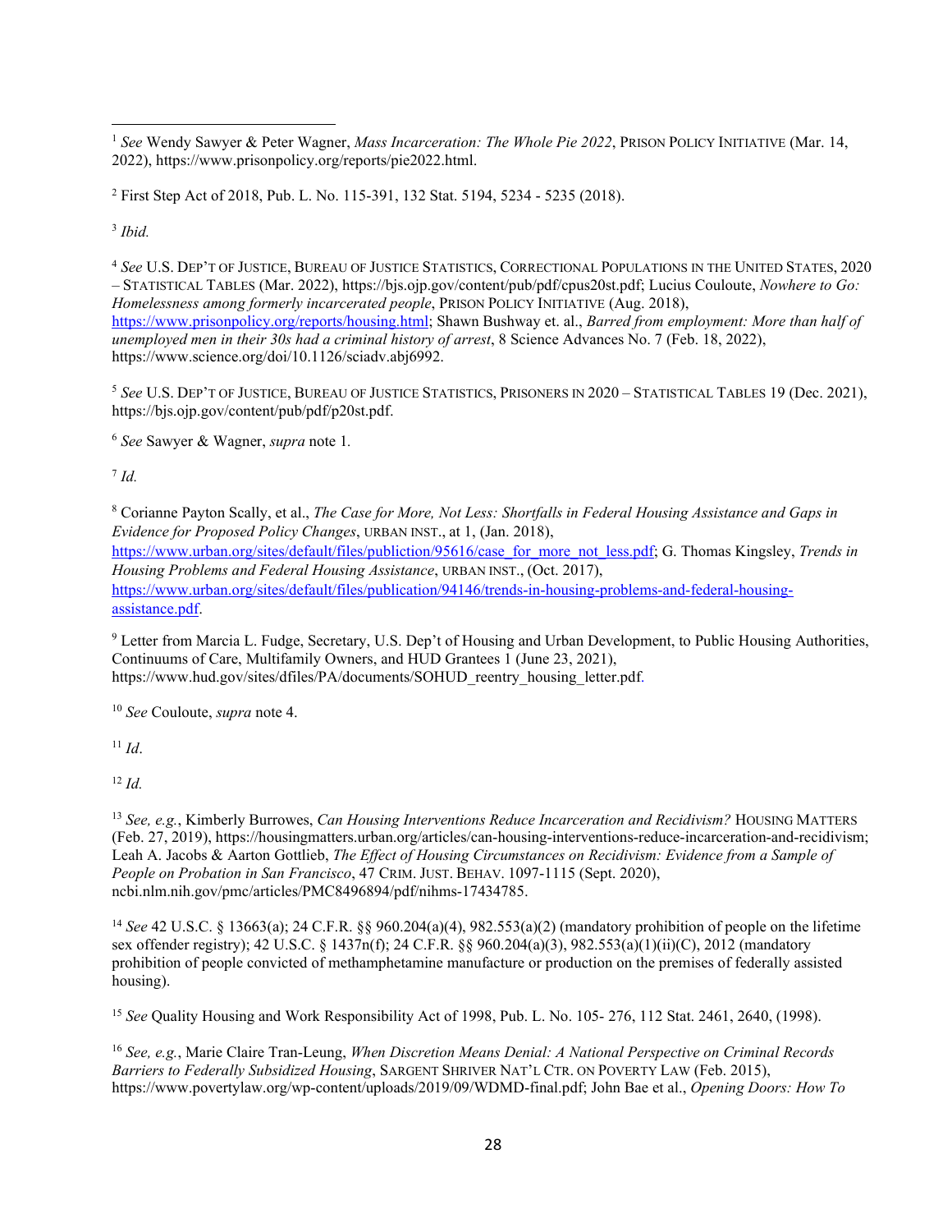[1] *See* Wendy Sawyer & Peter Wagner, *Mass Incarceration: The Whole Pie 2022*, PRISON POLICY INITIATIVE (Mar. 14, 2022), https://www.prisonpolicy.org/reports/pie2022.html.

[2] First Step Act of 2018, Pub. L. No. 115-391, 132 Stat. 5194, 5234 - 5235 (2018).

[3] *Ibid.*

[4] *See* U.S. DEP'T OF JUSTICE, BUREAU OF JUSTICE STATISTICS, CORRECTIONAL POPULATIONS IN THE UNITED STATES, 2020 – STATISTICAL TABLES (Mar. 2022), https://bjs.ojp.gov/content/pub/pdf/cpus20st.pdf; Lucius Couloute, *Nowhere to Go: Homelessness among formerly incarcerated people*, PRISON POLICY INITIATIVE (Aug. 2018), https://www.prisonpolicy.org/reports/housing.html; Shawn Bushway et. al., *Barred from employment: More than half of unemployed men in their 30s had a criminal history of arrest*, 8 Science Advances No. 7 (Feb. 18, 2022), https://www.science.org/doi/10.1126/sciadv.abj6992.

[5] *See* U.S. DEP'T OF JUSTICE, BUREAU OF JUSTICE STATISTICS, PRISONERS IN 2020 – STATISTICAL TABLES 19 (Dec. 2021), https://bjs.ojp.gov/content/pub/pdf/p20st.pdf.

[6] *See* Sawyer & Wagner, *supra* note 1.

[7] *Id.*

[8] Corianne Payton Scally, et al., *The Case for More, Not Less: Shortfalls in Federal Housing Assistance and Gaps in Evidence for Proposed Policy Changes*, URBAN INST., at 1, (Jan. 2018), https://www.urban.org/sites/default/files/publiction/95616/case_for_more_not_less.pdf; G. Thomas Kingsley, *Trends in Housing Problems and Federal Housing Assistance*, URBAN INST., (Oct. 2017), https://www.urban.org/sites/default/files/publication/94146/trends-in-housing-problems-and-federal-housing-assistance.pdf.

[9] Letter from Marcia L. Fudge, Secretary, U.S. Dep't of Housing and Urban Development, to Public Housing Authorities, Continuums of Care, Multifamily Owners, and HUD Grantees 1 (June 23, 2021), https://www.hud.gov/sites/dfiles/PA/documents/SOHUD_reentry_housing_letter.pdf.

[10] *See* Couloute, *supra* note 4.

[11] *Id*.

[12] *Id.*

[13] *See, e.g.*, Kimberly Burrowes, *Can Housing Interventions Reduce Incarceration and Recidivism?* HOUSING MATTERS (Feb. 27, 2019), https://housingmatters.urban.org/articles/can-housing-interventions-reduce-incarceration-and-recidivism; Leah A. Jacobs & Aarton Gottlieb, *The Effect of Housing Circumstances on Recidivism: Evidence from a Sample of People on Probation in San Francisco*, 47 CRIM. JUST. BEHAV. 1097-1115 (Sept. 2020), ncbi.nlm.nih.gov/pmc/articles/PMC8496894/pdf/nihms-17434785.

[14] *See* 42 U.S.C. § 13663(a); 24 C.F.R. §§ 960.204(a)(4), 982.553(a)(2) (mandatory prohibition of people on the lifetime sex offender registry); 42 U.S.C. § 1437n(f); 24 C.F.R. §§ 960.204(a)(3), 982.553(a)(1)(ii)(C), 2012 (mandatory prohibition of people convicted of methamphetamine manufacture or production on the premises of federally assisted housing).

[15] *See* Quality Housing and Work Responsibility Act of 1998, Pub. L. No. 105- 276, 112 Stat. 2461, 2640, (1998).

[16] *See, e.g.*, Marie Claire Tran-Leung, *When Discretion Means Denial: A National Perspective on Criminal Records Barriers to Federally Subsidized Housing*, SARGENT SHRIVER NAT'L CTR. ON POVERTY LAW (Feb. 2015), https://www.povertylaw.org/wp-content/uploads/2019/09/WDMD-final.pdf; John Bae et al., *Opening Doors: How To*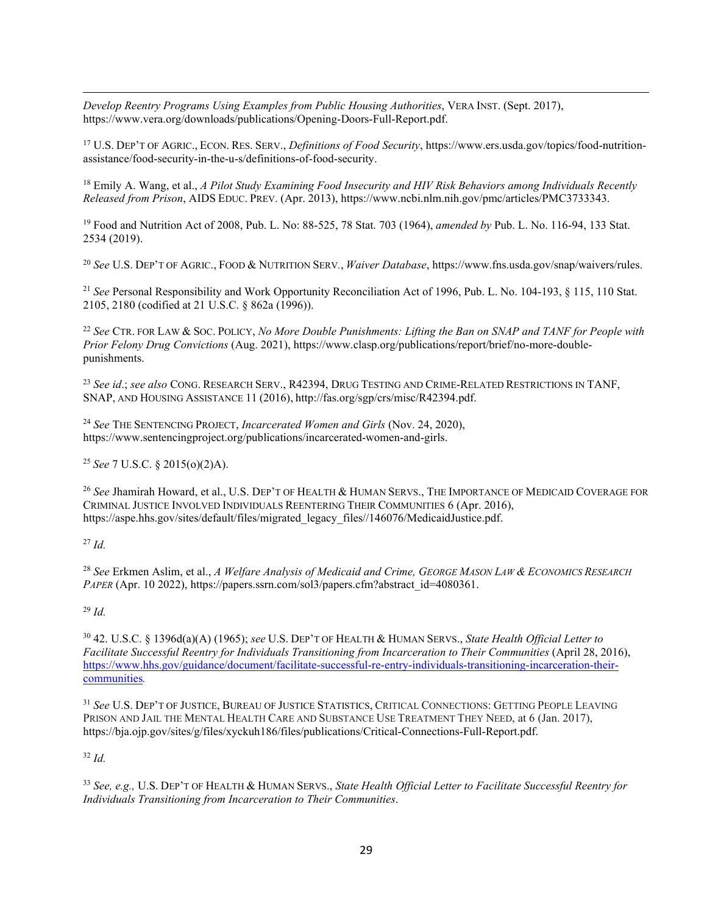*Develop Reentry Programs Using Examples from Public Housing Authorities*, VERA INST. (Sept. 2017), https://www.vera.org/downloads/publications/Opening-Doors-Full-Report.pdf.

[17] U.S. DEP'T OF AGRIC., ECON. RES. SERV., *Definitions of Food Security*, https://www.ers.usda.gov/topics/food-nutrition-assistance/food-security-in-the-u-s/definitions-of-food-security.

[18] Emily A. Wang, et al., *A Pilot Study Examining Food Insecurity and HIV Risk Behaviors among Individuals Recently Released from Prison*, AIDS EDUC. PREV. (Apr. 2013), https://www.ncbi.nlm.nih.gov/pmc/articles/PMC3733343.

[19] Food and Nutrition Act of 2008, Pub. L. No: 88-525, 78 Stat. 703 (1964), *amended by* Pub. L. No. 116-94, 133 Stat. 2534 (2019).

[20] *See* U.S. DEP'T OF AGRIC., FOOD & NUTRITION SERV., *Waiver Database*, https://www.fns.usda.gov/snap/waivers/rules.

[21] *See* Personal Responsibility and Work Opportunity Reconciliation Act of 1996, Pub. L. No. 104-193, § 115, 110 Stat. 2105, 2180 (codified at 21 U.S.C. § 862a (1996)).

[22] *See* CTR. FOR LAW & SOC. POLICY, *No More Double Punishments: Lifting the Ban on SNAP and TANF for People with Prior Felony Drug Convictions* (Aug. 2021), https://www.clasp.org/publications/report/brief/no-more-double-punishments.

[23] *See id.*; *see also* CONG. RESEARCH SERV., R42394, DRUG TESTING AND CRIME-RELATED RESTRICTIONS IN TANF, SNAP, AND HOUSING ASSISTANCE 11 (2016), http://fas.org/sgp/crs/misc/R42394.pdf.

[24] *See* THE SENTENCING PROJECT, *Incarcerated Women and Girls* (Nov. 24, 2020), https://www.sentencingproject.org/publications/incarcerated-women-and-girls.

[25] *See* 7 U.S.C. § 2015(o)(2)A).

[26] *See* Jhamirah Howard, et al., U.S. DEP'T OF HEALTH & HUMAN SERVS., THE IMPORTANCE OF MEDICAID COVERAGE FOR CRIMINAL JUSTICE INVOLVED INDIVIDUALS REENTERING THEIR COMMUNITIES 6 (Apr. 2016), https://aspe.hhs.gov/sites/default/files/migrated_legacy_files//146076/MedicaidJustice.pdf.

[27] *Id.*

[28] *See* Erkmen Aslim, et al., *A Welfare Analysis of Medicaid and Crime, GEORGE MASON LAW & ECONOMICS RESEARCH PAPER* (Apr. 10 2022), https://papers.ssrn.com/sol3/papers.cfm?abstract_id=4080361.

[29] *Id.*

[30] 42. U.S.C. § 1396d(a)(A) (1965); *see* U.S. DEP'T OF HEALTH & HUMAN SERVS., *State Health Official Letter to Facilitate Successful Reentry for Individuals Transitioning from Incarceration to Their Communities* (April 28, 2016), https://www.hhs.gov/guidance/document/facilitate-successful-re-entry-individuals-transitioning-incarceration-their-communities.

[31] *See* U.S. DEP'T OF JUSTICE, BUREAU OF JUSTICE STATISTICS, CRITICAL CONNECTIONS: GETTING PEOPLE LEAVING PRISON AND JAIL THE MENTAL HEALTH CARE AND SUBSTANCE USE TREATMENT THEY NEED, at 6 (Jan. 2017), https://bja.ojp.gov/sites/g/files/xyckuh186/files/publications/Critical-Connections-Full-Report.pdf.

[32] *Id.*

[33] *See, e.g.,* U.S. DEP'T OF HEALTH & HUMAN SERVS., *State Health Official Letter to Facilitate Successful Reentry for Individuals Transitioning from Incarceration to Their Communities*.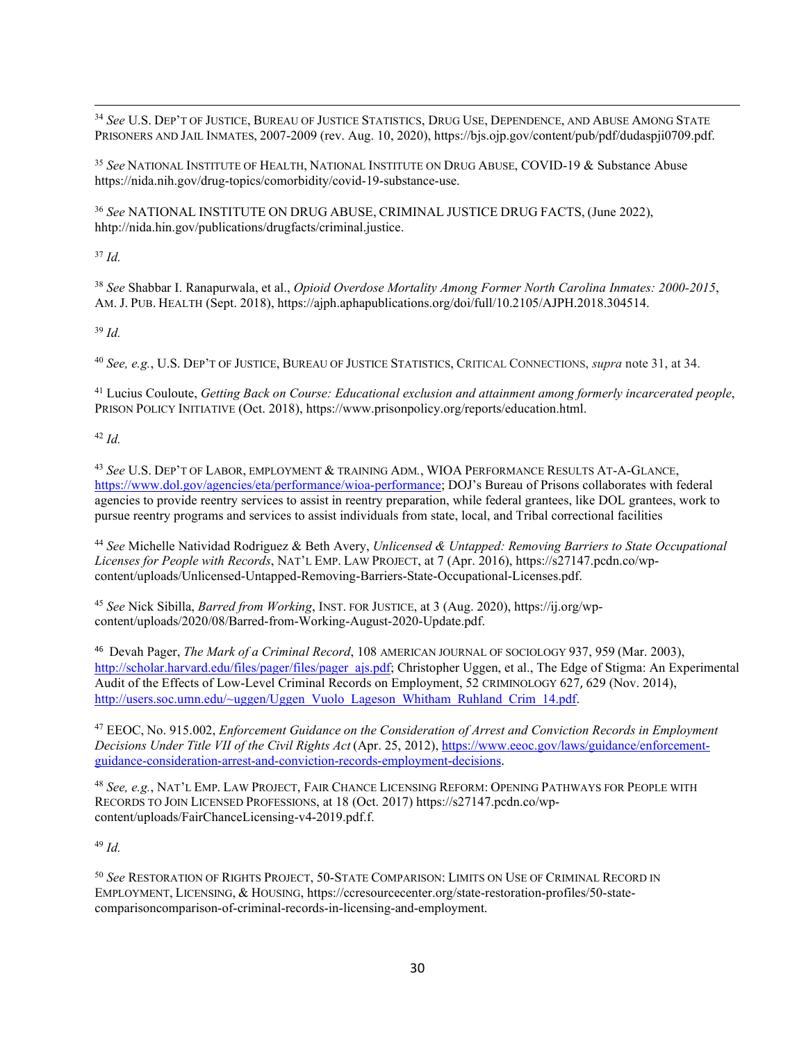[34] *See* U.S. DEP'T OF JUSTICE, BUREAU OF JUSTICE STATISTICS, DRUG USE, DEPENDENCE, AND ABUSE AMONG STATE PRISONERS AND JAIL INMATES, 2007-2009 (rev. Aug. 10, 2020), https://bjs.ojp.gov/content/pub/pdf/dudaspji0709.pdf.

[35] *See* NATIONAL INSTITUTE OF HEALTH, NATIONAL INSTITUTE ON DRUG ABUSE, COVID-19 & Substance Abuse https://nida.nih.gov/drug-topics/comorbidity/covid-19-substance-use.

[36] *See* NATIONAL INSTITUTE ON DRUG ABUSE, CRIMINAL JUSTICE DRUG FACTS, (June 2022), hhtp://nida.hin.gov/publications/drugfacts/criminal.justice.

[37] *Id.*

[38] *See* Shabbar I. Ranapurwala, et al., *Opioid Overdose Mortality Among Former North Carolina Inmates: 2000-2015*, AM. J. PUB. HEALTH (Sept. 2018), https://ajph.aphapublications.org/doi/full/10.2105/AJPH.2018.304514.

[39] *Id.*

[40] *See, e.g.*, U.S. DEP'T OF JUSTICE, BUREAU OF JUSTICE STATISTICS, CRITICAL CONNECTIONS, *supra* note 31, at 34.

[41] Lucius Couloute, *Getting Back on Course: Educational exclusion and attainment among formerly incarcerated people*, PRISON POLICY INITIATIVE (Oct. 2018), https://www.prisonpolicy.org/reports/education.html.

[42] *Id.*

[43] *See* U.S. DEP'T OF LABOR, EMPLOYMENT & TRAINING ADM., WIOA PERFORMANCE RESULTS AT-A-GLANCE, https://www.dol.gov/agencies/eta/performance/wioa-performance; DOJ's Bureau of Prisons collaborates with federal agencies to provide reentry services to assist in reentry preparation, while federal grantees, like DOL grantees, work to pursue reentry programs and services to assist individuals from state, local, and Tribal correctional facilities

[44] *See* Michelle Natividad Rodriguez & Beth Avery, *Unlicensed & Untapped: Removing Barriers to State Occupational Licenses for People with Records*, NAT'L EMP. LAW PROJECT, at 7 (Apr. 2016), https://s27147.pcdn.co/wp-content/uploads/Unlicensed-Untapped-Removing-Barriers-State-Occupational-Licenses.pdf.

[45] *See* Nick Sibilla, *Barred from Working*, INST. FOR JUSTICE, at 3 (Aug. 2020), https://ij.org/wp-content/uploads/2020/08/Barred-from-Working-August-2020-Update.pdf.

[46] Devah Pager, *The Mark of a Criminal Record*, 108 AMERICAN JOURNAL OF SOCIOLOGY 937, 959 (Mar. 2003), http://scholar.harvard.edu/files/pager/files/pager_ajs.pdf; Christopher Uggen, et al., The Edge of Stigma: An Experimental Audit of the Effects of Low-Level Criminal Records on Employment, 52 CRIMINOLOGY 627, 629 (Nov. 2014), http://users.soc.umn.edu/~uggen/Uggen_Vuolo_Lageson_Whitham_Ruhland_Crim_14.pdf.

[47] EEOC, No. 915.002, *Enforcement Guidance on the Consideration of Arrest and Conviction Records in Employment Decisions Under Title VII of the Civil Rights Act* (Apr. 25, 2012), https://www.eeoc.gov/laws/guidance/enforcement-guidance-consideration-arrest-and-conviction-records-employment-decisions.

[48] *See, e.g.*, NAT'L EMP. LAW PROJECT, FAIR CHANCE LICENSING REFORM: OPENING PATHWAYS FOR PEOPLE WITH RECORDS TO JOIN LICENSED PROFESSIONS, at 18 (Oct. 2017) https://s27147.pcdn.co/wp-content/uploads/FairChanceLicensing-v4-2019.pdf.f.

[49] *Id.*

[50] *See* RESTORATION OF RIGHTS PROJECT, 50-STATE COMPARISON: LIMITS ON USE OF CRIMINAL RECORD IN EMPLOYMENT, LICENSING, & HOUSING, https://ccresourcecenter.org/state-restoration-profiles/50-state-comparisoncomparison-of-criminal-records-in-licensing-and-employment.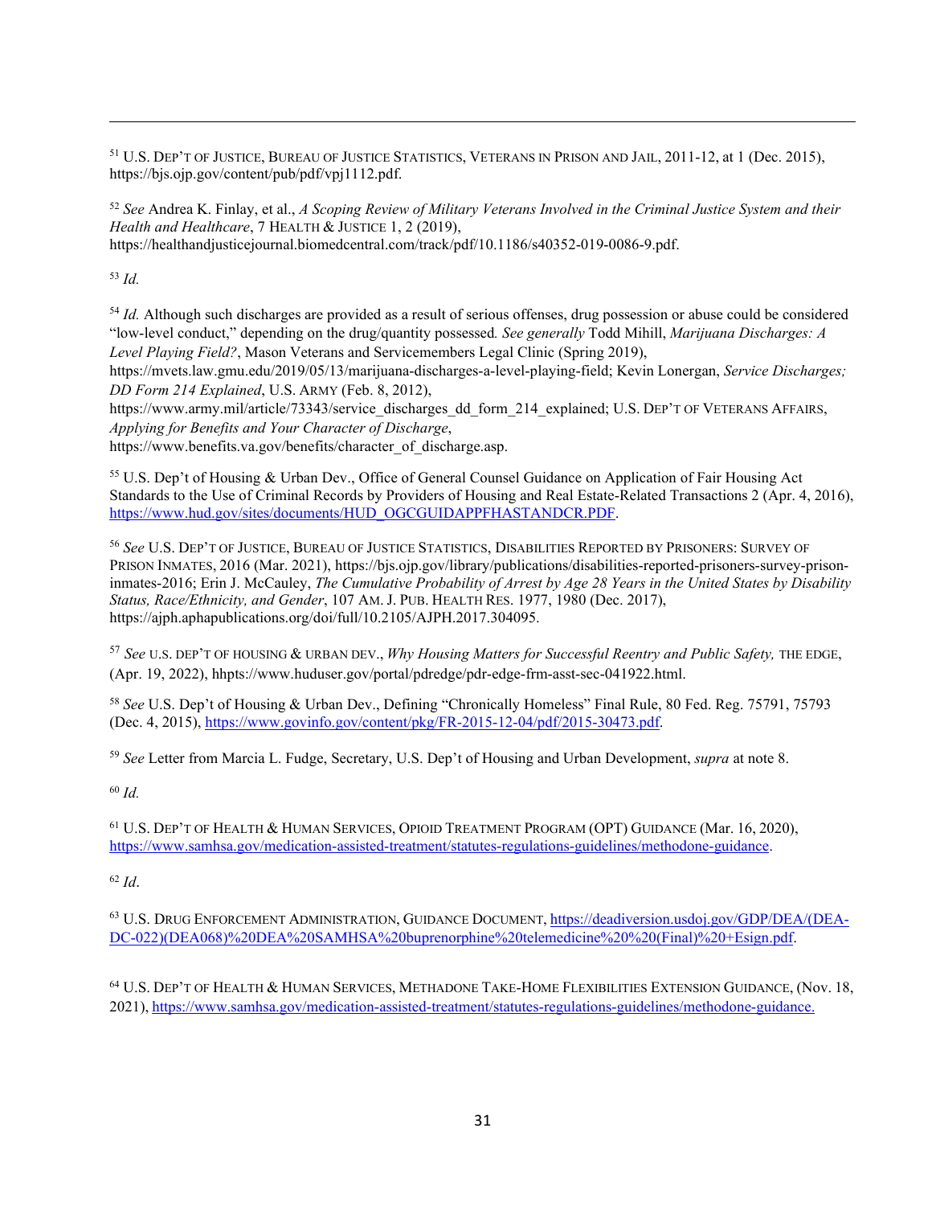[51] U.S. DEP'T OF JUSTICE, BUREAU OF JUSTICE STATISTICS, VETERANS IN PRISON AND JAIL, 2011-12, at 1 (Dec. 2015), https://bjs.ojp.gov/content/pub/pdf/vpj1112.pdf.

[52] *See* Andrea K. Finlay, et al., *A Scoping Review of Military Veterans Involved in the Criminal Justice System and their Health and Healthcare*, 7 HEALTH & JUSTICE 1, 2 (2019), https://healthandjusticejournal.biomedcentral.com/track/pdf/10.1186/s40352-019-0086-9.pdf.

[53] *Id.*

[54] *Id.* Although such discharges are provided as a result of serious offenses, drug possession or abuse could be considered "low-level conduct," depending on the drug/quantity possessed. *See generally* Todd Mihill, *Marijuana Discharges: A Level Playing Field?*, Mason Veterans and Servicemembers Legal Clinic (Spring 2019), https://mvets.law.gmu.edu/2019/05/13/marijuana-discharges-a-level-playing-field; Kevin Lonergan, *Service Discharges; DD Form 214 Explained*, U.S. ARMY (Feb. 8, 2012), https://www.army.mil/article/73343/service_discharges_dd_form_214_explained; U.S. DEP'T OF VETERANS AFFAIRS, *Applying for Benefits and Your Character of Discharge*, https://www.benefits.va.gov/benefits/character_of_discharge.asp.

[55] U.S. Dep't of Housing & Urban Dev., Office of General Counsel Guidance on Application of Fair Housing Act Standards to the Use of Criminal Records by Providers of Housing and Real Estate-Related Transactions 2 (Apr. 4, 2016), https://www.hud.gov/sites/documents/HUD_OGCGUIDAPPFHASTANDCR.PDF.

[56] *See* U.S. DEP'T OF JUSTICE, BUREAU OF JUSTICE STATISTICS, DISABILITIES REPORTED BY PRISONERS: SURVEY OF PRISON INMATES, 2016 (Mar. 2021), https://bjs.ojp.gov/library/publications/disabilities-reported-prisoners-survey-prison-inmates-2016; Erin J. McCauley, *The Cumulative Probability of Arrest by Age 28 Years in the United States by Disability Status, Race/Ethnicity, and Gender*, 107 AM. J. PUB. HEALTH RES. 1977, 1980 (Dec. 2017), https://ajph.aphapublications.org/doi/full/10.2105/AJPH.2017.304095.

[57] *See* U.S. DEP'T OF HOUSING & URBAN DEV., *Why Housing Matters for Successful Reentry and Public Safety,* THE EDGE, (Apr. 19, 2022), hhpts://www.huduser.gov/portal/pdredge/pdr-edge-frm-asst-sec-041922.html.

[58] *See* U.S. Dep't of Housing & Urban Dev., Defining "Chronically Homeless" Final Rule, 80 Fed. Reg. 75791, 75793 (Dec. 4, 2015), https://www.govinfo.gov/content/pkg/FR-2015-12-04/pdf/2015-30473.pdf.

[59] *See* Letter from Marcia L. Fudge, Secretary, U.S. Dep't of Housing and Urban Development, *supra* at note 8.

[60] *Id.*

[61] U.S. DEP'T OF HEALTH & HUMAN SERVICES, OPIOID TREATMENT PROGRAM (OPT) GUIDANCE (Mar. 16, 2020), https://www.samhsa.gov/medication-assisted-treatment/statutes-regulations-guidelines/methodone-guidance.

[62] *Id*.

[63] U.S. DRUG ENFORCEMENT ADMINISTRATION, GUIDANCE DOCUMENT, https://deadiversion.usdoj.gov/GDP/DEA/(DEA-DC-022)(DEA068)%20DEA%20SAMHSA%20buprenorphine%20telemedicine%20%20(Final)%20+Esign.pdf.

[64] U.S. DEP'T OF HEALTH & HUMAN SERVICES, METHADONE TAKE-HOME FLEXIBILITIES EXTENSION GUIDANCE, (Nov. 18, 2021), https://www.samhsa.gov/medication-assisted-treatment/statutes-regulations-guidelines/methodone-guidance.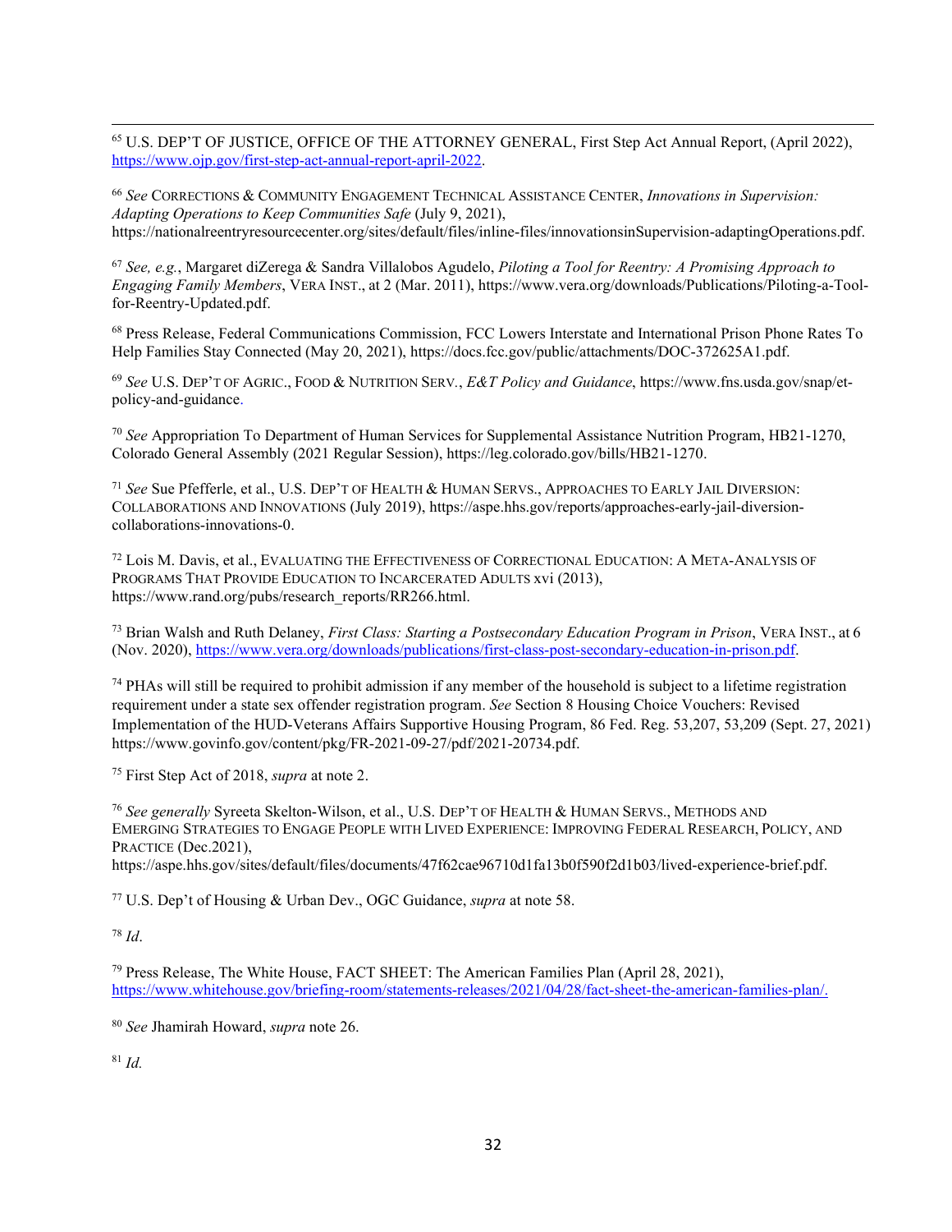[65] U.S. DEP'T OF JUSTICE, OFFICE OF THE ATTORNEY GENERAL, First Step Act Annual Report, (April 2022), https://www.ojp.gov/first-step-act-annual-report-april-2022.

[66] *See* CORRECTIONS & COMMUNITY ENGAGEMENT TECHNICAL ASSISTANCE CENTER, *Innovations in Supervision: Adapting Operations to Keep Communities Safe* (July 9, 2021), https://nationalreentryresourcecenter.org/sites/default/files/inline-files/innovationsinSupervision-adaptingOperations.pdf.

[67] *See, e.g.*, Margaret diZerega & Sandra Villalobos Agudelo, *Piloting a Tool for Reentry: A Promising Approach to Engaging Family Members*, VERA INST., at 2 (Mar. 2011), https://www.vera.org/downloads/Publications/Piloting-a-Tool-for-Reentry-Updated.pdf.

[68] Press Release, Federal Communications Commission, FCC Lowers Interstate and International Prison Phone Rates To Help Families Stay Connected (May 20, 2021), https://docs.fcc.gov/public/attachments/DOC-372625A1.pdf.

[69] *See* U.S. DEP'T OF AGRIC., FOOD & NUTRITION SERV., *E&T Policy and Guidance*, https://www.fns.usda.gov/snap/et-policy-and-guidance.

[70] *See* Appropriation To Department of Human Services for Supplemental Assistance Nutrition Program, HB21-1270, Colorado General Assembly (2021 Regular Session), https://leg.colorado.gov/bills/HB21-1270.

[71] *See* Sue Pfefferle, et al., U.S. DEP'T OF HEALTH & HUMAN SERVS., APPROACHES TO EARLY JAIL DIVERSION: COLLABORATIONS AND INNOVATIONS (July 2019), https://aspe.hhs.gov/reports/approaches-early-jail-diversion-collaborations-innovations-0.

[72] Lois M. Davis, et al., EVALUATING THE EFFECTIVENESS OF CORRECTIONAL EDUCATION: A META-ANALYSIS OF PROGRAMS THAT PROVIDE EDUCATION TO INCARCERATED ADULTS xvi (2013), https://www.rand.org/pubs/research_reports/RR266.html.

[73] Brian Walsh and Ruth Delaney, *First Class: Starting a Postsecondary Education Program in Prison*, VERA INST., at 6 (Nov. 2020), https://www.vera.org/downloads/publications/first-class-post-secondary-education-in-prison.pdf.

[74] PHAs will still be required to prohibit admission if any member of the household is subject to a lifetime registration requirement under a state sex offender registration program. *See* Section 8 Housing Choice Vouchers: Revised Implementation of the HUD-Veterans Affairs Supportive Housing Program, 86 Fed. Reg. 53,207, 53,209 (Sept. 27, 2021) https://www.govinfo.gov/content/pkg/FR-2021-09-27/pdf/2021-20734.pdf.

[75] First Step Act of 2018, *supra* at note 2.

[76] *See generally* Syreeta Skelton-Wilson, et al., U.S. DEP'T OF HEALTH & HUMAN SERVS., METHODS AND EMERGING STRATEGIES TO ENGAGE PEOPLE WITH LIVED EXPERIENCE: IMPROVING FEDERAL RESEARCH, POLICY, AND PRACTICE (Dec.2021), https://aspe.hhs.gov/sites/default/files/documents/47f62cae96710d1fa13b0f590f2d1b03/lived-experience-brief.pdf.

[77] U.S. Dep't of Housing & Urban Dev., OGC Guidance, *supra* at note 58.

[78] *Id*.

[79] Press Release, The White House, FACT SHEET: The American Families Plan (April 28, 2021), https://www.whitehouse.gov/briefing-room/statements-releases/2021/04/28/fact-sheet-the-american-families-plan/.

[80] *See* Jhamirah Howard, *supra* note 26.

[81] *Id.*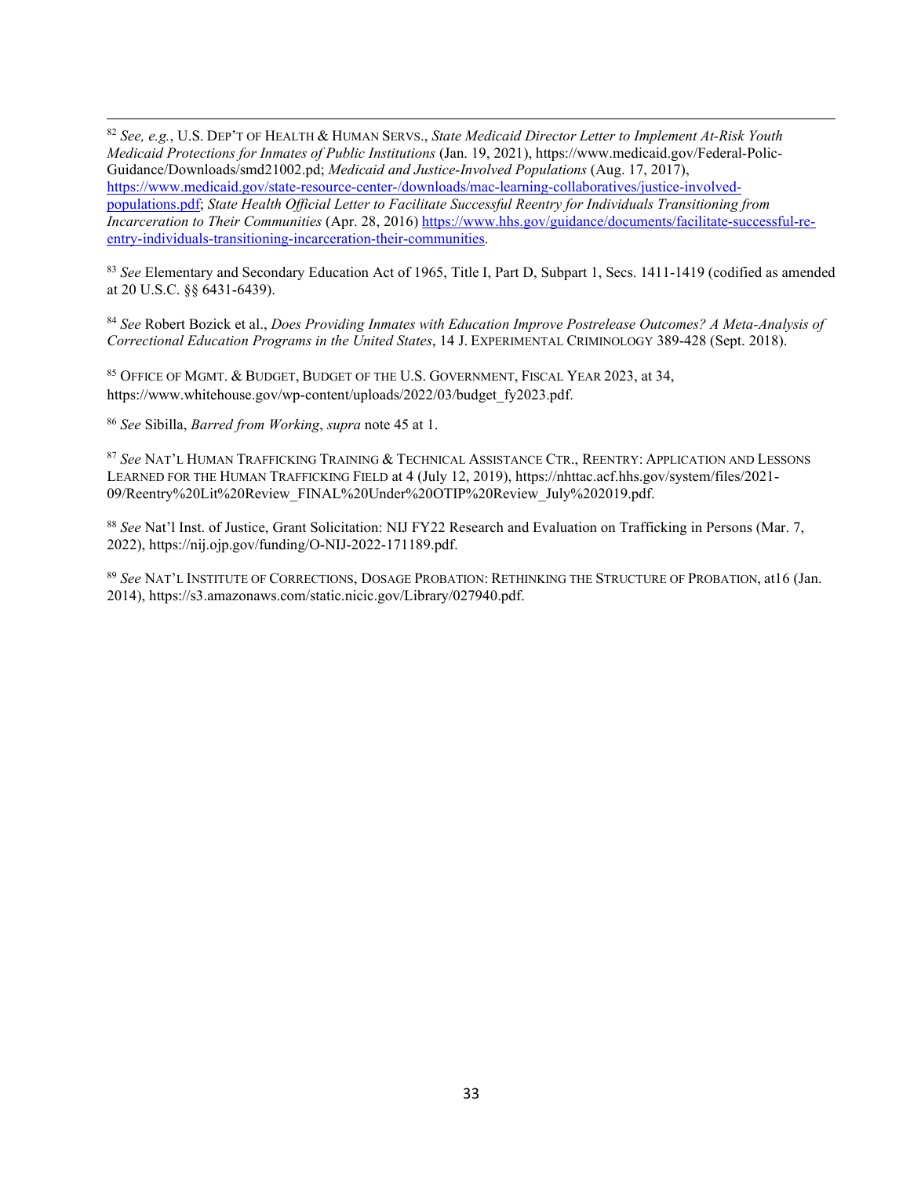[82] *See, e.g.*, U.S. DEP'T OF HEALTH & HUMAN SERVS., *State Medicaid Director Letter to Implement At-Risk Youth Medicaid Protections for Inmates of Public Institutions* (Jan. 19, 2021), https://www.medicaid.gov/Federal-Polic-Guidance/Downloads/smd21002.pd; *Medicaid and Justice-Involved Populations* (Aug. 17, 2017), https://www.medicaid.gov/state-resource-center-/downloads/mac-learning-collaboratives/justice-involved-populations.pdf; *State Health Official Letter to Facilitate Successful Reentry for Individuals Transitioning from Incarceration to Their Communities* (Apr. 28, 2016) https://www.hhs.gov/guidance/documents/facilitate-successful-re-entry-individuals-transitioning-incarceration-their-communities.

[83] *See* Elementary and Secondary Education Act of 1965, Title I, Part D, Subpart 1, Secs. 1411-1419 (codified as amended at 20 U.S.C. §§ 6431-6439).

[84] *See* Robert Bozick et al., *Does Providing Inmates with Education Improve Postrelease Outcomes? A Meta-Analysis of Correctional Education Programs in the United States*, 14 J. EXPERIMENTAL CRIMINOLOGY 389-428 (Sept. 2018).

[85] OFFICE OF MGMT. & BUDGET, BUDGET OF THE U.S. GOVERNMENT, FISCAL YEAR 2023, at 34, https://www.whitehouse.gov/wp-content/uploads/2022/03/budget_fy2023.pdf.

[86] *See* Sibilla, *Barred from Working*, *supra* note 45 at 1.

[87] *See* NAT'L HUMAN TRAFFICKING TRAINING & TECHNICAL ASSISTANCE CTR., REENTRY: APPLICATION AND LESSONS LEARNED FOR THE HUMAN TRAFFICKING FIELD at 4 (July 12, 2019), https://nhttac.acf.hhs.gov/system/files/2021-09/Reentry%20Lit%20Review_FINAL%20Under%20OTIP%20Review_July%202019.pdf.

[88] *See* Nat'l Inst. of Justice, Grant Solicitation: NIJ FY22 Research and Evaluation on Trafficking in Persons (Mar. 7, 2022), https://nij.ojp.gov/funding/O-NIJ-2022-171189.pdf.

[89] *See* NAT'L INSTITUTE OF CORRECTIONS, DOSAGE PROBATION: RETHINKING THE STRUCTURE OF PROBATION, at16 (Jan. 2014), https://s3.amazonaws.com/static.nicic.gov/Library/027940.pdf.